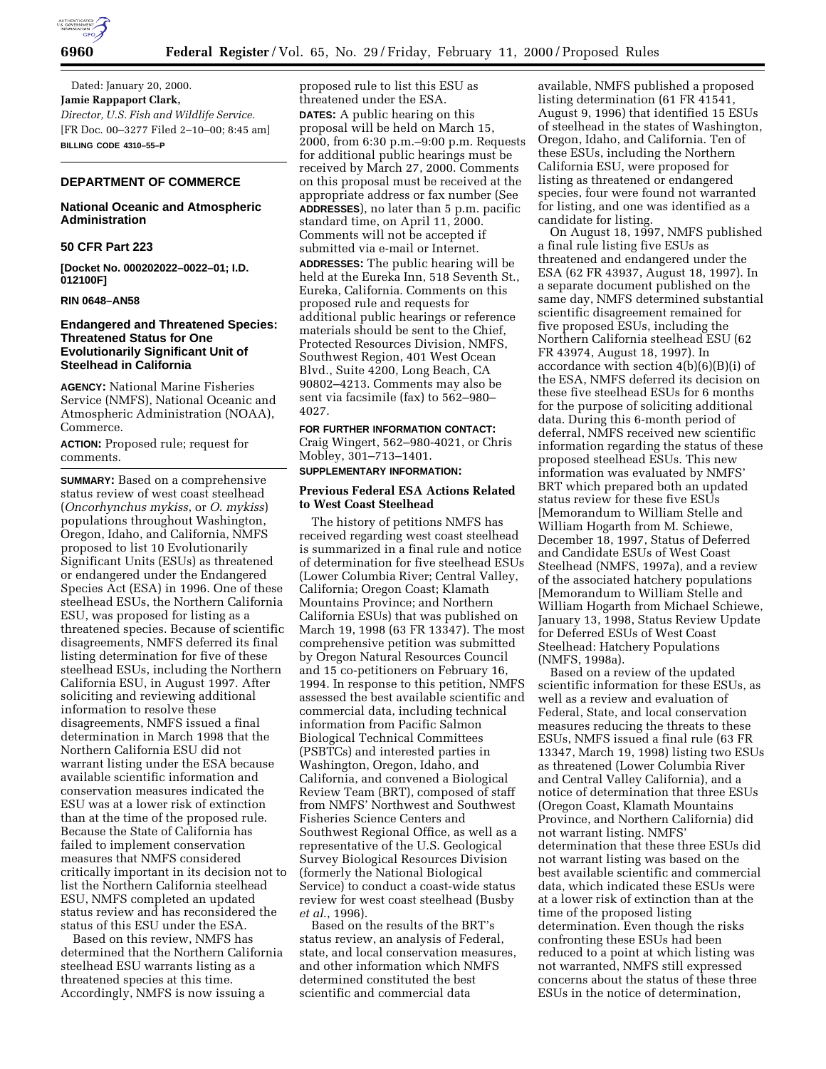Dated: January 20, 2000.

**Jamie Rappaport Clark,**

*Director, U.S. Fish and Wildlife Service.*

[FR Doc. 00–3277 Filed 2–10–00; 8:45 am]

**BILLING CODE 4310–55–P**

---

## DEPARTMENT OF COMMERCE

### National Oceanic and Atmospheric Administration

### 50 CFR Part 223

**[Docket No. 000202022–0022–01; I.D. 012100F]**

**RIN 0648–AN58**

### Endangered and Threatened Species: Threatened Status for One Evolutionarily Significant Unit of Steelhead in California

**AGENCY:** National Marine Fisheries Service (NMFS), National Oceanic and Atmospheric Administration (NOAA), Commerce.

**ACTION:** Proposed rule; request for comments.

**SUMMARY:** Based on a comprehensive status review of west coast steelhead (*Oncorhynchus mykiss*, or *O. mykiss*) populations throughout Washington, Oregon, Idaho, and California, NMFS proposed to list 10 Evolutionarily Significant Units (ESUs) as threatened or endangered under the Endangered Species Act (ESA) in 1996. One of these steelhead ESUs, the Northern California ESU, was proposed for listing as a threatened species. Because of scientific disagreements, NMFS deferred its final listing determination for five of these steelhead ESUs, including the Northern California ESU, in August 1997. After soliciting and reviewing additional information to resolve these disagreements, NMFS issued a final determination in March 1998 that the Northern California ESU did not warrant listing under the ESA because available scientific information and conservation measures indicated the ESU was at a lower risk of extinction than at the time of the proposed rule. Because the State of California has failed to implement conservation measures that NMFS considered critically important in its decision not to list the Northern California steelhead ESU, NMFS completed an updated status review and has reconsidered the status of this ESU under the ESA.

Based on this review, NMFS has determined that the Northern California steelhead ESU warrants listing as a threatened species at this time. Accordingly, NMFS is now issuing a proposed rule to list this ESU as threatened under the ESA.

**DATES:** A public hearing on this proposal will be held on March 15, 2000, from 6:30 p.m.–9:00 p.m. Requests for additional public hearings must be received by March 27, 2000. Comments on this proposal must be received at the appropriate address or fax number (See **ADDRESSES**), no later than 5 p.m. pacific standard time, on April 11, 2000. Comments will not be accepted if submitted via e-mail or Internet.

**ADDRESSES:** The public hearing will be held at the Eureka Inn, 518 Seventh St., Eureka, California. Comments on this proposed rule and requests for additional public hearings or reference materials should be sent to the Chief, Protected Resources Division, NMFS, Southwest Region, 401 West Ocean Blvd., Suite 4200, Long Beach, CA 90802–4213. Comments may also be sent via facsimile (fax) to 562–980–4027.

**FOR FURTHER INFORMATION CONTACT:** Craig Wingert, 562–980–4021, or Chris Mobley, 301–713–1401.

**SUPPLEMENTARY INFORMATION:**

#### Previous Federal ESA Actions Related to West Coast Steelhead

The history of petitions NMFS has received regarding west coast steelhead is summarized in a final rule and notice of determination for five steelhead ESUs (Lower Columbia River; Central Valley, California; Oregon Coast; Klamath Mountains Province; and Northern California ESUs) that was published on March 19, 1998 (63 FR 13347). The most comprehensive petition was submitted by Oregon Natural Resources Council and 15 co-petitioners on February 16, 1994. In response to this petition, NMFS assessed the best available scientific and commercial data, including technical information from Pacific Salmon Biological Technical Committees (PSBTCs) and interested parties in Washington, Oregon, Idaho, and California, and convened a Biological Review Team (BRT), composed of staff from NMFS' Northwest and Southwest Fisheries Science Centers and Southwest Regional Office, as well as a representative of the U.S. Geological Survey Biological Resources Division (formerly the National Biological Service) to conduct a coast-wide status review for west coast steelhead (Busby *et al.*, 1996).

Based on the results of the BRT's status review, an analysis of Federal, state, and local conservation measures, and other information which NMFS determined constituted the best scientific and commercial data available, NMFS published a proposed listing determination (61 FR 41541, August 9, 1996) that identified 15 ESUs of steelhead in the states of Washington, Oregon, Idaho, and California. Ten of these ESUs, including the Northern California ESU, were proposed for listing as threatened or endangered species, four were found not warranted for listing, and one was identified as a candidate for listing.

On August 18, 1997, NMFS published a final rule listing five ESUs as threatened and endangered under the ESA (62 FR 43937, August 18, 1997). In a separate document published on the same day, NMFS determined substantial scientific disagreement remained for five proposed ESUs, including the Northern California steelhead ESU (62 FR 43974, August 18, 1997). In accordance with section 4(b)(6)(B)(i) of the ESA, NMFS deferred its decision on these five steelhead ESUs for 6 months for the purpose of soliciting additional data. During this 6-month period of deferral, NMFS received new scientific information regarding the status of these proposed steelhead ESUs. This new information was evaluated by NMFS' BRT which prepared both an updated status review for these five ESUs [Memorandum to William Stelle and William Hogarth from M. Schiewe, December 18, 1997, Status of Deferred and Candidate ESUs of West Coast Steelhead (NMFS, 1997a), and a review of the associated hatchery populations [Memorandum to William Stelle and William Hogarth from Michael Schiewe, January 13, 1998, Status Review Update for Deferred ESUs of West Coast Steelhead: Hatchery Populations (NMFS, 1998a).

Based on a review of the updated scientific information for these ESUs, as well as a review and evaluation of Federal, State, and local conservation measures reducing the threats to these ESUs, NMFS issued a final rule (63 FR 13347, March 19, 1998) listing two ESUs as threatened (Lower Columbia River and Central Valley California), and a notice of determination that three ESUs (Oregon Coast, Klamath Mountains Province, and Northern California) did not warrant listing. NMFS' determination that these three ESUs did not warrant listing was based on the best available scientific and commercial data, which indicated these ESUs were at a lower risk of extinction than at the time of the proposed listing determination. Even though the risks confronting these ESUs had been reduced to a point at which listing was not warranted, NMFS still expressed concerns about the status of these three ESUs in the notice of determination,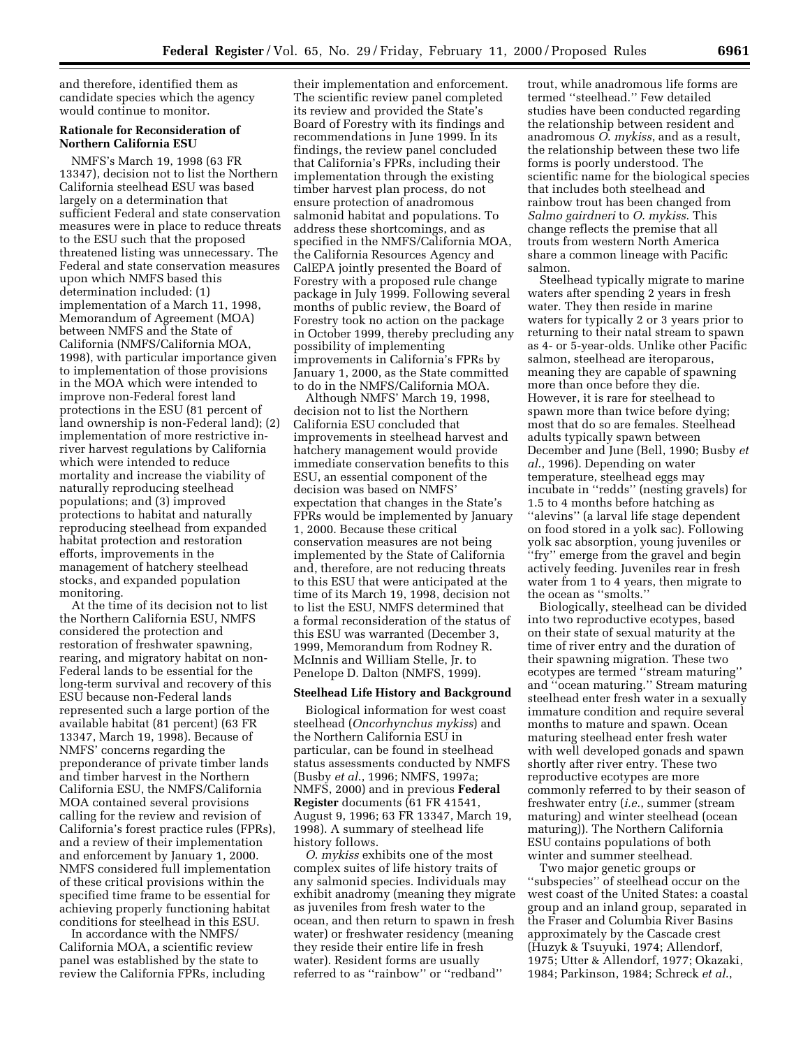and therefore, identified them as candidate species which the agency would continue to monitor.

**Rationale for Reconsideration of Northern California ESU**

NMFS's March 19, 1998 (63 FR 13347), decision not to list the Northern California steelhead ESU was based largely on a determination that sufficient Federal and state conservation measures were in place to reduce threats to the ESU such that the proposed threatened listing was unnecessary. The Federal and state conservation measures upon which NMFS based this determination included: (1) implementation of a March 11, 1998, Memorandum of Agreement (MOA) between NMFS and the State of California (NMFS/California MOA, 1998), with particular importance given to implementation of those provisions in the MOA which were intended to improve non-Federal forest land protections in the ESU (81 percent of land ownership is non-Federal land); (2) implementation of more restrictive in-river harvest regulations by California which were intended to reduce mortality and increase the viability of naturally reproducing steelhead populations; and (3) improved protections to habitat and naturally reproducing steelhead from expanded habitat protection and restoration efforts, improvements in the management of hatchery steelhead stocks, and expanded population monitoring.

At the time of its decision not to list the Northern California ESU, NMFS considered the protection and restoration of freshwater spawning, rearing, and migratory habitat on non-Federal lands to be essential for the long-term survival and recovery of this ESU because non-Federal lands represented such a large portion of the available habitat (81 percent) (63 FR 13347, March 19, 1998). Because of NMFS' concerns regarding the preponderance of private timber lands and timber harvest in the Northern California ESU, the NMFS/California MOA contained several provisions calling for the review and revision of California's forest practice rules (FPRs), and a review of their implementation and enforcement by January 1, 2000. NMFS considered full implementation of these critical provisions within the specified time frame to be essential for achieving properly functioning habitat conditions for steelhead in this ESU.

In accordance with the NMFS/California MOA, a scientific review panel was established by the state to review the California FPRs, including their implementation and enforcement. The scientific review panel completed its review and provided the State's Board of Forestry with its findings and recommendations in June 1999. In its findings, the review panel concluded that California's FPRs, including their implementation through the existing timber harvest plan process, do not ensure protection of anadromous salmonid habitat and populations. To address these shortcomings, and as specified in the NMFS/California MOA, the California Resources Agency and CalEPA jointly presented the Board of Forestry with a proposed rule change package in July 1999. Following several months of public review, the Board of Forestry took no action on the package in October 1999, thereby precluding any possibility of implementing improvements in California's FPRs by January 1, 2000, as the State committed to do in the NMFS/California MOA.

Although NMFS' March 19, 1998, decision not to list the Northern California ESU concluded that improvements in steelhead harvest and hatchery management would provide immediate conservation benefits to this ESU, an essential component of the decision was based on NMFS' expectation that changes in the State's FPRs would be implemented by January 1, 2000. Because these critical conservation measures are not being implemented by the State of California and, therefore, are not reducing threats to this ESU that were anticipated at the time of its March 19, 1998, decision not to list the ESU, NMFS determined that a formal reconsideration of the status of this ESU was warranted (December 3, 1999, Memorandum from Rodney R. McInnis and William Stelle, Jr. to Penelope D. Dalton (NMFS, 1999).

**Steelhead Life History and Background**

Biological information for west coast steelhead (*Oncorhynchus mykiss*) and the Northern California ESU in particular, can be found in steelhead status assessments conducted by NMFS (Busby *et al.*, 1996; NMFS, 1997a; NMFS, 2000) and in previous **Federal Register** documents (61 FR 41541, August 9, 1996; 63 FR 13347, March 19, 1998). A summary of steelhead life history follows.

*O. mykiss* exhibits one of the most complex suites of life history traits of any salmonid species. Individuals may exhibit anadromy (meaning they migrate as juveniles from fresh water to the ocean, and then return to spawn in fresh water) or freshwater residency (meaning they reside their entire life in fresh water). Resident forms are usually referred to as ''rainbow'' or ''redband'' trout, while anadromous life forms are termed ''steelhead.'' Few detailed studies have been conducted regarding the relationship between resident and anadromous *O. mykiss*, and as a result, the relationship between these two life forms is poorly understood. The scientific name for the biological species that includes both steelhead and rainbow trout has been changed from *Salmo gairdneri* to *O. mykiss*. This change reflects the premise that all trouts from western North America share a common lineage with Pacific salmon.

Steelhead typically migrate to marine waters after spending 2 years in fresh water. They then reside in marine waters for typically 2 or 3 years prior to returning to their natal stream to spawn as 4- or 5-year-olds. Unlike other Pacific salmon, steelhead are iteroparous, meaning they are capable of spawning more than once before they die. However, it is rare for steelhead to spawn more than twice before dying; most that do so are females. Steelhead adults typically spawn between December and June (Bell, 1990; Busby *et al.*, 1996). Depending on water temperature, steelhead eggs may incubate in ''redds'' (nesting gravels) for 1.5 to 4 months before hatching as ''alevins'' (a larval life stage dependent on food stored in a yolk sac). Following yolk sac absorption, young juveniles or ''fry'' emerge from the gravel and begin actively feeding. Juveniles rear in fresh water from 1 to 4 years, then migrate to the ocean as ''smolts.''

Biologically, steelhead can be divided into two reproductive ecotypes, based on their state of sexual maturity at the time of river entry and the duration of their spawning migration. These two ecotypes are termed ''stream maturing'' and ''ocean maturing.'' Stream maturing steelhead enter fresh water in a sexually immature condition and require several months to mature and spawn. Ocean maturing steelhead enter fresh water with well developed gonads and spawn shortly after river entry. These two reproductive ecotypes are more commonly referred to by their season of freshwater entry (*i.e.*, summer (stream maturing) and winter steelhead (ocean maturing)). The Northern California ESU contains populations of both winter and summer steelhead.

Two major genetic groups or ''subspecies'' of steelhead occur on the west coast of the United States: a coastal group and an inland group, separated in the Fraser and Columbia River Basins approximately by the Cascade crest (Huzyk & Tsuyuki, 1974; Allendorf, 1975; Utter & Allendorf, 1977; Okazaki, 1984; Parkinson, 1984; Schreck *et al.*,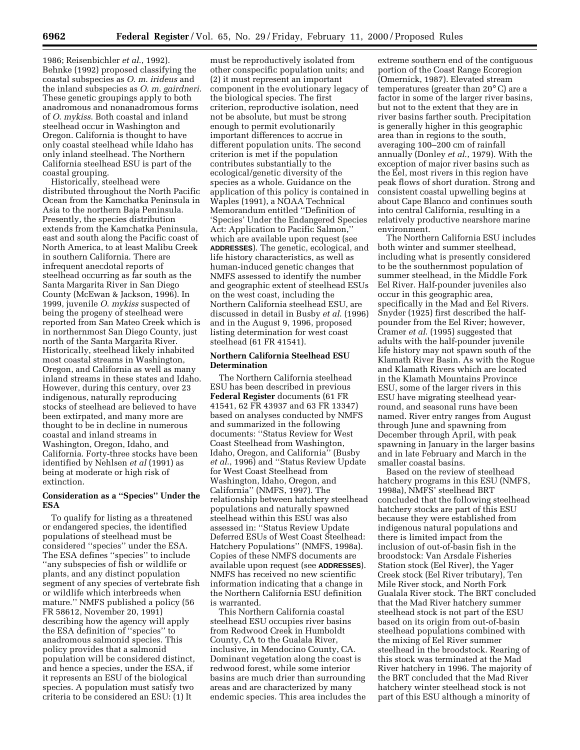1986; Reisenbichler *et al.*, 1992). Behnke (1992) proposed classifying the coastal subspecies as *O. m. irideus* and the inland subspecies as *O. m. gairdneri*. These genetic groupings apply to both anadromous and nonanadromous forms of *O. mykiss*. Both coastal and inland steelhead occur in Washington and Oregon. California is thought to have only coastal steelhead while Idaho has only inland steelhead. The Northern California steelhead ESU is part of the coastal grouping.

Historically, steelhead were distributed throughout the North Pacific Ocean from the Kamchatka Peninsula in Asia to the northern Baja Peninsula. Presently, the species distribution extends from the Kamchatka Peninsula, east and south along the Pacific coast of North America, to at least Malibu Creek in southern California. There are infrequent anecdotal reports of steelhead occurring as far south as the Santa Margarita River in San Diego County (McEwan & Jackson, 1996). In 1999, juvenile *O. mykiss* suspected of being the progeny of steelhead were reported from San Mateo Creek which is in northernmost San Diego County, just north of the Santa Margarita River. Historically, steelhead likely inhabited most coastal streams in Washington, Oregon, and California as well as many inland streams in these states and Idaho. However, during this century, over 23 indigenous, naturally reproducing stocks of steelhead are believed to have been extirpated, and many more are thought to be in decline in numerous coastal and inland streams in Washington, Oregon, Idaho, and California. Forty-three stocks have been identified by Nehlsen *et al* (1991) as being at moderate or high risk of extinction.

## Consideration as a ''Species'' Under the ESA

To qualify for listing as a threatened or endangered species, the identified populations of steelhead must be considered ''species'' under the ESA. The ESA defines ''species'' to include ''any subspecies of fish or wildlife or plants, and any distinct population segment of any species of vertebrate fish or wildlife which interbreeds when mature.'' NMFS published a policy (56 FR 58612, November 20, 1991) describing how the agency will apply the ESA definition of ''species'' to anadromous salmonid species. This policy provides that a salmonid population will be considered distinct, and hence a species, under the ESA, if it represents an ESU of the biological species. A population must satisfy two criteria to be considered an ESU: (1) It must be reproductively isolated from other conspecific population units; and (2) it must represent an important component in the evolutionary legacy of the biological species. The first criterion, reproductive isolation, need not be absolute, but must be strong enough to permit evolutionarily important differences to accrue in different population units. The second criterion is met if the population contributes substantially to the ecological/genetic diversity of the species as a whole. Guidance on the application of this policy is contained in Waples (1991), a NOAA Technical Memorandum entitled ''Definition of 'Species' Under the Endangered Species Act: Application to Pacific Salmon,'' which are available upon request (see **ADDRESSES**). The genetic, ecological, and life history characteristics, as well as human-induced genetic changes that NMFS assessed to identify the number and geographic extent of steelhead ESUs on the west coast, including the Northern California steelhead ESU, are discussed in detail in Busby *et al.* (1996) and in the August 9, 1996, proposed listing determination for west coast steelhead (61 FR 41541).

## Northern California Steelhead ESU Determination

The Northern California steelhead ESU has been described in previous **Federal Register** documents (61 FR 41541, 62 FR 43937 and 63 FR 13347) based on analyses conducted by NMFS and summarized in the following documents: ''Status Review for West Coast Steelhead from Washington, Idaho, Oregon, and California'' (Busby *et al.*, 1996) and ''Status Review Update for West Coast Steelhead from Washington, Idaho, Oregon, and California'' (NMFS, 1997). The relationship between hatchery steelhead populations and naturally spawned steelhead within this ESU was also assessed in: ''Status Review Update Deferred ESUs of West Coast Steelhead: Hatchery Populations'' (NMFS, 1998a). Copies of these NMFS documents are available upon request (see **ADDRESSES**). NMFS has received no new scientific information indicating that a change in the Northern California ESU definition is warranted.

This Northern California coastal steelhead ESU occupies river basins from Redwood Creek in Humboldt County, CA to the Gualala River, inclusive, in Mendocino County, CA. Dominant vegetation along the coast is redwood forest, while some interior basins are much drier than surrounding areas and are characterized by many endemic species. This area includes the extreme southern end of the contiguous portion of the Coast Range Ecoregion (Omernick, 1987). Elevated stream temperatures (greater than 20° C) are a factor in some of the larger river basins, but not to the extent that they are in river basins farther south. Precipitation is generally higher in this geographic area than in regions to the south, averaging 100–200 cm of rainfall annually (Donley *et al.*, 1979). With the exception of major river basins such as the Eel, most rivers in this region have peak flows of short duration. Strong and consistent coastal upwelling begins at about Cape Blanco and continues south into central California, resulting in a relatively productive nearshore marine environment.

The Northern California ESU includes both winter and summer steelhead, including what is presently considered to be the southernmost population of summer steelhead, in the Middle Fork Eel River. Half-pounder juveniles also occur in this geographic area, specifically in the Mad and Eel Rivers. Snyder (1925) first described the half-pounder from the Eel River; however, Cramer *et al.* (1995) suggested that adults with the half-pounder juvenile life history may not spawn south of the Klamath River Basin. As with the Rogue and Klamath Rivers which are located in the Klamath Mountains Province ESU, some of the larger rivers in this ESU have migrating steelhead year-round, and seasonal runs have been named. River entry ranges from August through June and spawning from December through April, with peak spawning in January in the larger basins and in late February and March in the smaller coastal basins.

Based on the review of steelhead hatchery programs in this ESU (NMFS, 1998a), NMFS' steelhead BRT concluded that the following steelhead hatchery stocks are part of this ESU because they were established from indigenous natural populations and there is limited impact from the inclusion of out-of-basin fish in the broodstock: Van Arsdale Fisheries Station stock (Eel River), the Yager Creek stock (Eel River tributary), Ten Mile River stock, and North Fork Gualala River stock. The BRT concluded that the Mad River hatchery summer steelhead stock is not part of the ESU based on its origin from out-of-basin steelhead populations combined with the mixing of Eel River summer steelhead in the broodstock. Rearing of this stock was terminated at the Mad River hatchery in 1996. The majority of the BRT concluded that the Mad River hatchery winter steelhead stock is not part of this ESU although a minority of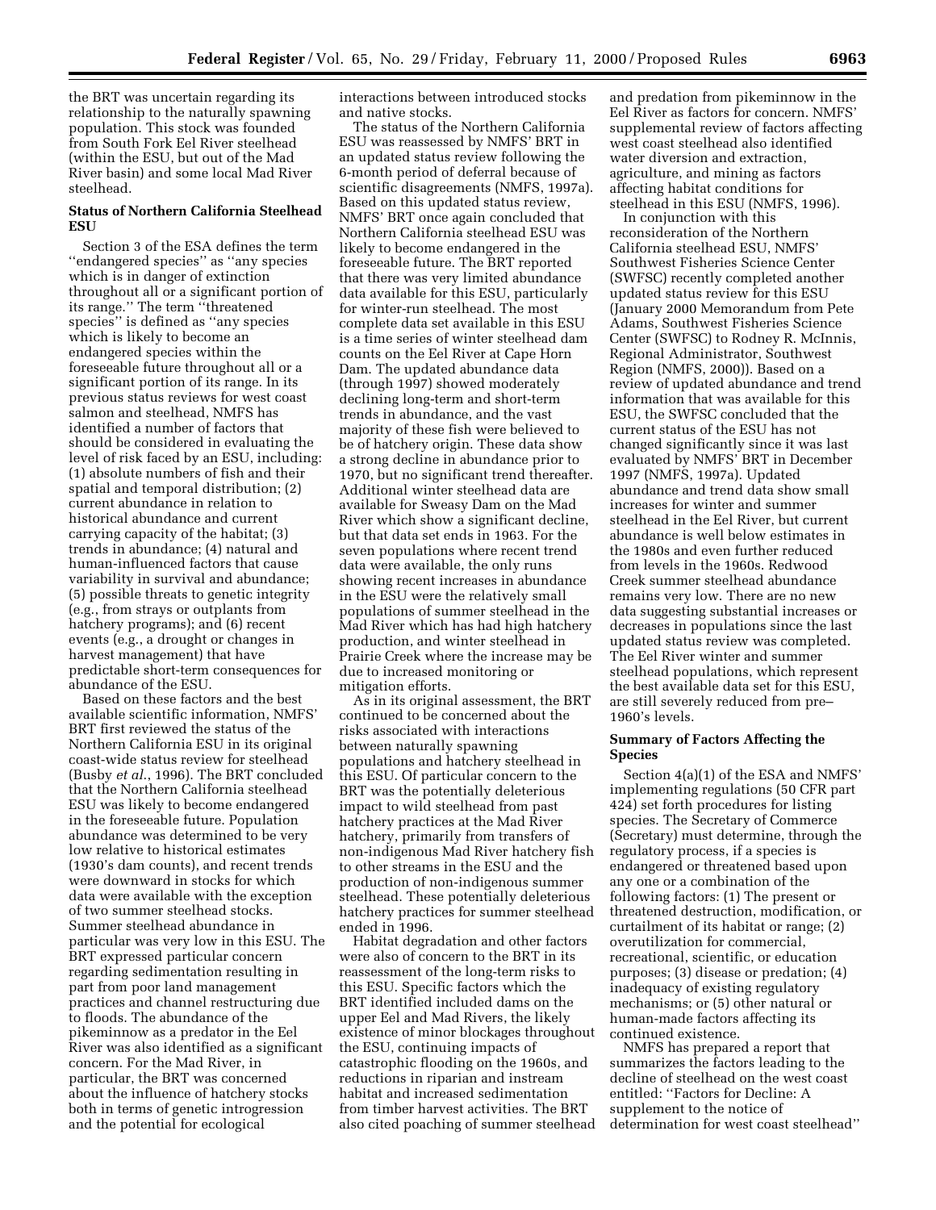the BRT was uncertain regarding its relationship to the naturally spawning population. This stock was founded from South Fork Eel River steelhead (within the ESU, but out of the Mad River basin) and some local Mad River steelhead.

**Status of Northern California Steelhead ESU**

Section 3 of the ESA defines the term "endangered species" as "any species which is in danger of extinction throughout all or a significant portion of its range." The term "threatened species" is defined as "any species which is likely to become an endangered species within the foreseeable future throughout all or a significant portion of its range." In its previous status reviews for west coast salmon and steelhead, NMFS has identified a number of factors that should be considered in evaluating the level of risk faced by an ESU, including: (1) absolute numbers of fish and their spatial and temporal distribution; (2) current abundance in relation to historical abundance and current carrying capacity of the habitat; (3) trends in abundance; (4) natural and human-influenced factors that cause variability in survival and abundance; (5) possible threats to genetic integrity (e.g., from strays or outplants from hatchery programs); and (6) recent events (e.g., a drought or changes in harvest management) that have predictable short-term consequences for abundance of the ESU.

Based on these factors and the best available scientific information, NMFS' BRT first reviewed the status of the Northern California ESU in its original coast-wide status review for steelhead (Busby *et al.*, 1996). The BRT concluded that the Northern California steelhead ESU was likely to become endangered in the foreseeable future. Population abundance was determined to be very low relative to historical estimates (1930's dam counts), and recent trends were downward in stocks for which data were available with the exception of two summer steelhead stocks. Summer steelhead abundance in particular was very low in this ESU. The BRT expressed particular concern regarding sedimentation resulting in part from poor land management practices and channel restructuring due to floods. The abundance of the pikeminnow as a predator in the Eel River was also identified as a significant concern. For the Mad River, in particular, the BRT was concerned about the influence of hatchery stocks both in terms of genetic introgression and the potential for ecological interactions between introduced stocks and native stocks.

The status of the Northern California ESU was reassessed by NMFS' BRT in an updated status review following the 6-month period of deferral because of scientific disagreements (NMFS, 1997a). Based on this updated status review, NMFS' BRT once again concluded that Northern California steelhead ESU was likely to become endangered in the foreseeable future. The BRT reported that there was very limited abundance data available for this ESU, particularly for winter-run steelhead. The most complete data set available in this ESU is a time series of winter steelhead dam counts on the Eel River at Cape Horn Dam. The updated abundance data (through 1997) showed moderately declining long-term and short-term trends in abundance, and the vast majority of these fish were believed to be of hatchery origin. These data show a strong decline in abundance prior to 1970, but no significant trend thereafter. Additional winter steelhead data are available for Sweasy Dam on the Mad River which show a significant decline, but that data set ends in 1963. For the seven populations where recent trend data were available, the only runs showing recent increases in abundance in the ESU were the relatively small populations of summer steelhead in the Mad River which has had high hatchery production, and winter steelhead in Prairie Creek where the increase may be due to increased monitoring or mitigation efforts.

As in its original assessment, the BRT continued to be concerned about the risks associated with interactions between naturally spawning populations and hatchery steelhead in this ESU. Of particular concern to the BRT was the potentially deleterious impact to wild steelhead from past hatchery practices at the Mad River hatchery, primarily from transfers of non-indigenous Mad River hatchery fish to other streams in the ESU and the production of non-indigenous summer steelhead. These potentially deleterious hatchery practices for summer steelhead ended in 1996.

Habitat degradation and other factors were also of concern to the BRT in its reassessment of the long-term risks to this ESU. Specific factors which the BRT identified included dams on the upper Eel and Mad Rivers, the likely existence of minor blockages throughout the ESU, continuing impacts of catastrophic flooding on the 1960s, and reductions in riparian and instream habitat and increased sedimentation from timber harvest activities. The BRT also cited poaching of summer steelhead and predation from pikeminnow in the Eel River as factors for concern. NMFS' supplemental review of factors affecting west coast steelhead also identified water diversion and extraction, agriculture, and mining as factors affecting habitat conditions for steelhead in this ESU (NMFS, 1996).

In conjunction with this reconsideration of the Northern California steelhead ESU, NMFS' Southwest Fisheries Science Center (SWFSC) recently completed another updated status review for this ESU (January 2000 Memorandum from Pete Adams, Southwest Fisheries Science Center (SWFSC) to Rodney R. McInnis, Regional Administrator, Southwest Region (NMFS, 2000)). Based on a review of updated abundance and trend information that was available for this ESU, the SWFSC concluded that the current status of the ESU has not changed significantly since it was last evaluated by NMFS' BRT in December 1997 (NMFS, 1997a). Updated abundance and trend data show small increases for winter and summer steelhead in the Eel River, but current abundance is well below estimates in the 1980s and even further reduced from levels in the 1960s. Redwood Creek summer steelhead abundance remains very low. There are no new data suggesting substantial increases or decreases in populations since the last updated status review was completed. The Eel River winter and summer steelhead populations, which represent the best available data set for this ESU, are still severely reduced from pre–1960's levels.

**Summary of Factors Affecting the Species**

Section 4(a)(1) of the ESA and NMFS' implementing regulations (50 CFR part 424) set forth procedures for listing species. The Secretary of Commerce (Secretary) must determine, through the regulatory process, if a species is endangered or threatened based upon any one or a combination of the following factors: (1) The present or threatened destruction, modification, or curtailment of its habitat or range; (2) overutilization for commercial, recreational, scientific, or education purposes; (3) disease or predation; (4) inadequacy of existing regulatory mechanisms; or (5) other natural or human-made factors affecting its continued existence.

NMFS has prepared a report that summarizes the factors leading to the decline of steelhead on the west coast entitled: "Factors for Decline: A supplement to the notice of determination for west coast steelhead"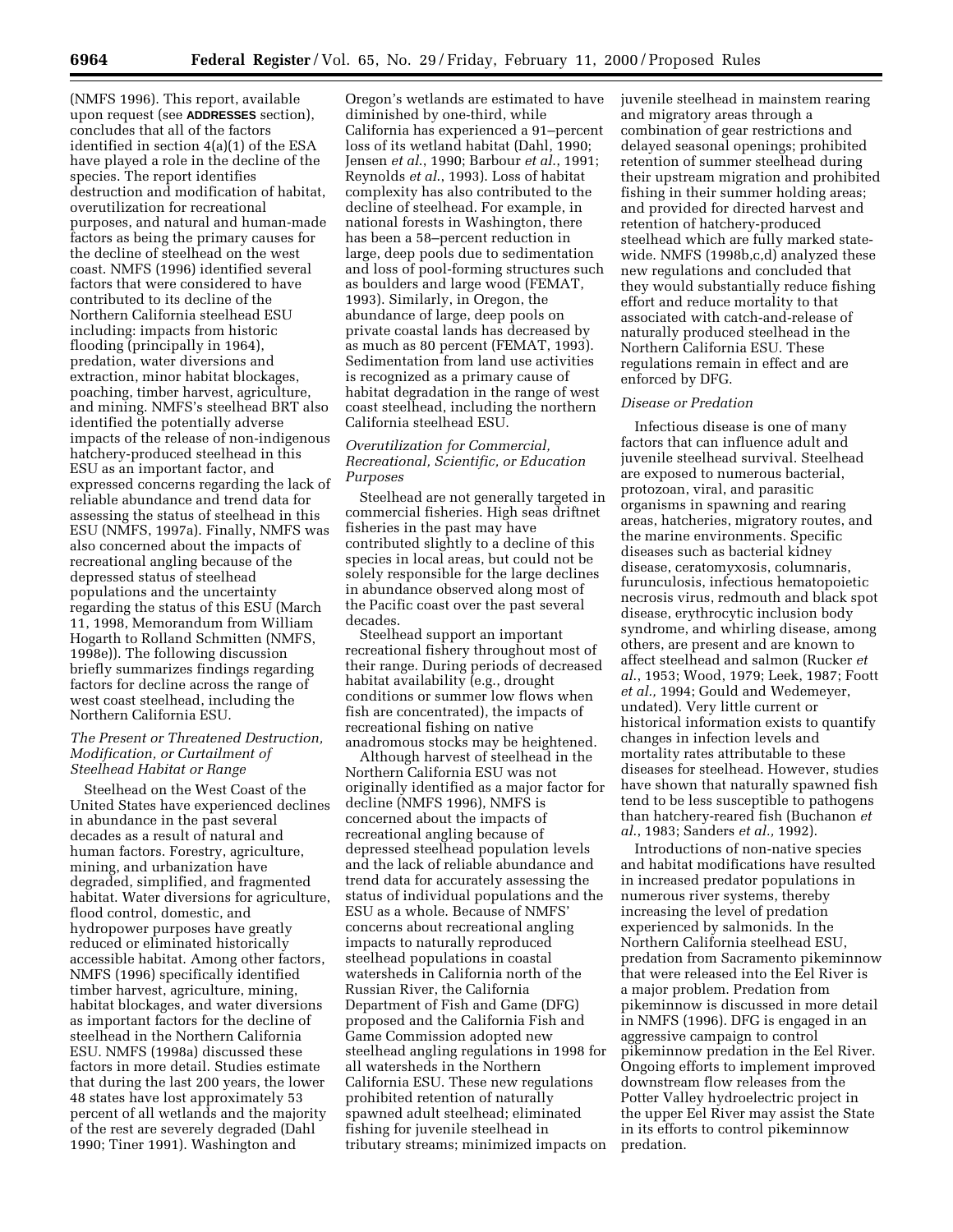(NMFS 1996). This report, available upon request (see **ADDRESSES** section), concludes that all of the factors identified in section 4(a)(1) of the ESA have played a role in the decline of the species. The report identifies destruction and modification of habitat, overutilization for recreational purposes, and natural and human-made factors as being the primary causes for the decline of steelhead on the west coast. NMFS (1996) identified several factors that were considered to have contributed to its decline of the Northern California steelhead ESU including: impacts from historic flooding (principally in 1964), predation, water diversions and extraction, minor habitat blockages, poaching, timber harvest, agriculture, and mining. NMFS's steelhead BRT also identified the potentially adverse impacts of the release of non-indigenous hatchery-produced steelhead in this ESU as an important factor, and expressed concerns regarding the lack of reliable abundance and trend data for assessing the status of steelhead in this ESU (NMFS, 1997a). Finally, NMFS was also concerned about the impacts of recreational angling because of the depressed status of steelhead populations and the uncertainty regarding the status of this ESU (March 11, 1998, Memorandum from William Hogarth to Rolland Schmitten (NMFS, 1998e)). The following discussion briefly summarizes findings regarding factors for decline across the range of west coast steelhead, including the Northern California ESU.

### *The Present or Threatened Destruction, Modification, or Curtailment of Steelhead Habitat or Range*

Steelhead on the West Coast of the United States have experienced declines in abundance in the past several decades as a result of natural and human factors. Forestry, agriculture, mining, and urbanization have degraded, simplified, and fragmented habitat. Water diversions for agriculture, flood control, domestic, and hydropower purposes have greatly reduced or eliminated historically accessible habitat. Among other factors, NMFS (1996) specifically identified timber harvest, agriculture, mining, habitat blockages, and water diversions as important factors for the decline of steelhead in the Northern California ESU. NMFS (1998a) discussed these factors in more detail. Studies estimate that during the last 200 years, the lower 48 states have lost approximately 53 percent of all wetlands and the majority of the rest are severely degraded (Dahl 1990; Tiner 1991). Washington and Oregon's wetlands are estimated to have diminished by one-third, while California has experienced a 91–percent loss of its wetland habitat (Dahl, 1990; Jensen *et al.*, 1990; Barbour *et al.*, 1991; Reynolds *et al.*, 1993). Loss of habitat complexity has also contributed to the decline of steelhead. For example, in national forests in Washington, there has been a 58–percent reduction in large, deep pools due to sedimentation and loss of pool-forming structures such as boulders and large wood (FEMAT, 1993). Similarly, in Oregon, the abundance of large, deep pools on private coastal lands has decreased by as much as 80 percent (FEMAT, 1993). Sedimentation from land use activities is recognized as a primary cause of habitat degradation in the range of west coast steelhead, including the northern California steelhead ESU.

### *Overutilization for Commercial, Recreational, Scientific, or Education Purposes*

Steelhead are not generally targeted in commercial fisheries. High seas driftnet fisheries in the past may have contributed slightly to a decline of this species in local areas, but could not be solely responsible for the large declines in abundance observed along most of the Pacific coast over the past several decades.

Steelhead support an important recreational fishery throughout most of their range. During periods of decreased habitat availability (e.g., drought conditions or summer low flows when fish are concentrated), the impacts of recreational fishing on native anadromous stocks may be heightened.

Although harvest of steelhead in the Northern California ESU was not originally identified as a major factor for decline (NMFS 1996), NMFS is concerned about the impacts of recreational angling because of depressed steelhead population levels and the lack of reliable abundance and trend data for accurately assessing the status of individual populations and the ESU as a whole. Because of NMFS' concerns about recreational angling impacts to naturally reproduced steelhead populations in coastal watersheds in California north of the Russian River, the California Department of Fish and Game (DFG) proposed and the California Fish and Game Commission adopted new steelhead angling regulations in 1998 for all watersheds in the Northern California ESU. These new regulations prohibited retention of naturally spawned adult steelhead; eliminated fishing for juvenile steelhead in tributary streams; minimized impacts on juvenile steelhead in mainstem rearing and migratory areas through a combination of gear restrictions and delayed seasonal openings; prohibited retention of summer steelhead during their upstream migration and prohibited fishing in their summer holding areas; and provided for directed harvest and retention of hatchery-produced steelhead which are fully marked statewide. NMFS (1998b,c,d) analyzed these new regulations and concluded that they would substantially reduce fishing effort and reduce mortality to that associated with catch-and-release of naturally produced steelhead in the Northern California ESU. These regulations remain in effect and are enforced by DFG.

### *Disease or Predation*

Infectious disease is one of many factors that can influence adult and juvenile steelhead survival. Steelhead are exposed to numerous bacterial, protozoan, viral, and parasitic organisms in spawning and rearing areas, hatcheries, migratory routes, and the marine environments. Specific diseases such as bacterial kidney disease, ceratomyxosis, columnaris, furunculosis, infectious hematopoietic necrosis virus, redmouth and black spot disease, erythrocytic inclusion body syndrome, and whirling disease, among others, are present and are known to affect steelhead and salmon (Rucker *et al.*, 1953; Wood, 1979; Leek, 1987; Foott *et al.,* 1994; Gould and Wedemeyer, undated). Very little current or historical information exists to quantify changes in infection levels and mortality rates attributable to these diseases for steelhead. However, studies have shown that naturally spawned fish tend to be less susceptible to pathogens than hatchery-reared fish (Buchanon *et al.*, 1983; Sanders *et al.,* 1992).

Introductions of non-native species and habitat modifications have resulted in increased predator populations in numerous river systems, thereby increasing the level of predation experienced by salmonids. In the Northern California steelhead ESU, predation from Sacramento pikeminnow that were released into the Eel River is a major problem. Predation from pikeminnow is discussed in more detail in NMFS (1996). DFG is engaged in an aggressive campaign to control pikeminnow predation in the Eel River. Ongoing efforts to implement improved downstream flow releases from the Potter Valley hydroelectric project in the upper Eel River may assist the State in its efforts to control pikeminnow predation.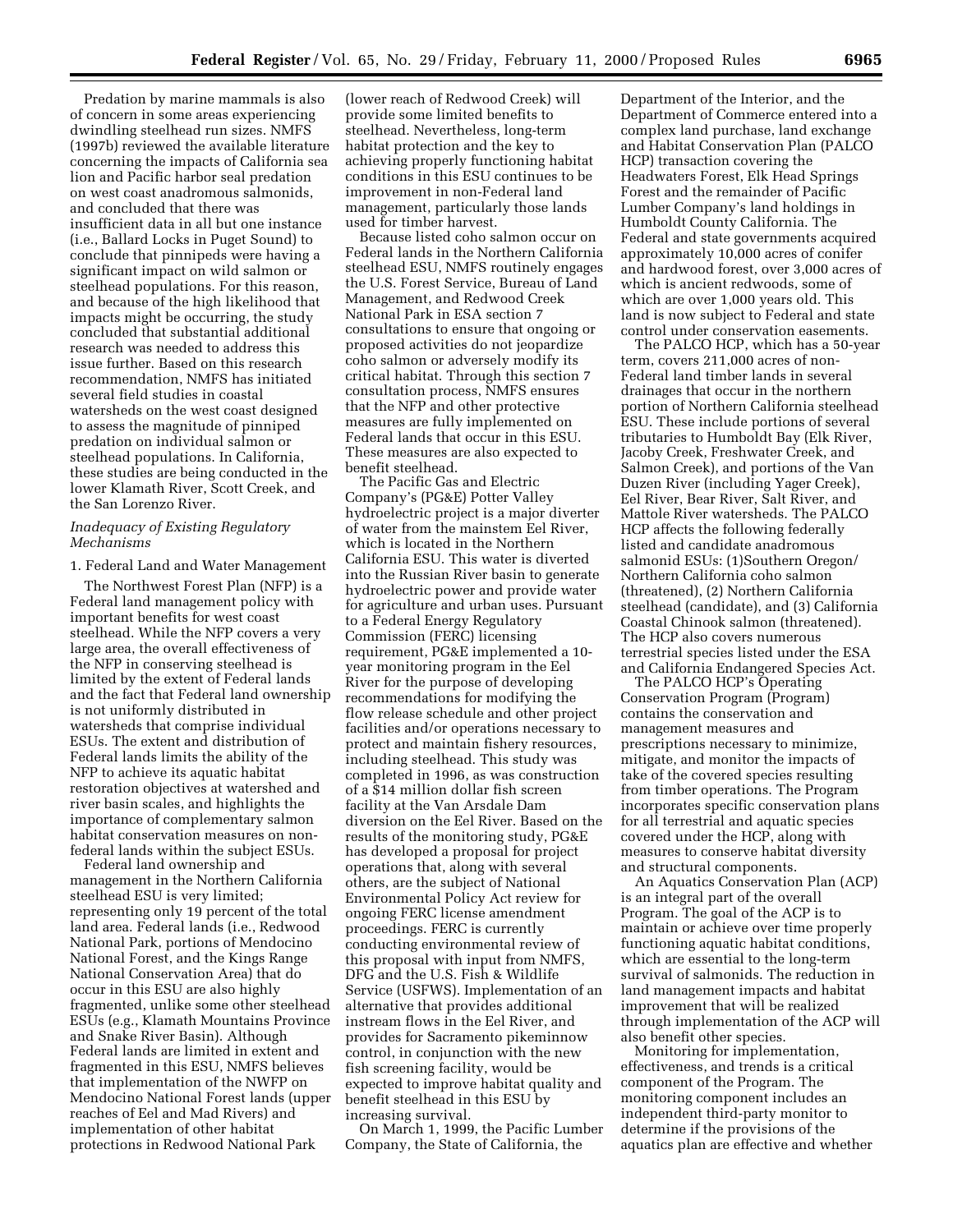Predation by marine mammals is also of concern in some areas experiencing dwindling steelhead run sizes. NMFS (1997b) reviewed the available literature concerning the impacts of California sea lion and Pacific harbor seal predation on west coast anadromous salmonids, and concluded that there was insufficient data in all but one instance (i.e., Ballard Locks in Puget Sound) to conclude that pinnipeds were having a significant impact on wild salmon or steelhead populations. For this reason, and because of the high likelihood that impacts might be occurring, the study concluded that substantial additional research was needed to address this issue further. Based on this research recommendation, NMFS has initiated several field studies in coastal watersheds on the west coast designed to assess the magnitude of pinniped predation on individual salmon or steelhead populations. In California, these studies are being conducted in the lower Klamath River, Scott Creek, and the San Lorenzo River.

### *Inadequacy of Existing Regulatory Mechanisms*

1. Federal Land and Water Management

The Northwest Forest Plan (NFP) is a Federal land management policy with important benefits for west coast steelhead. While the NFP covers a very large area, the overall effectiveness of the NFP in conserving steelhead is limited by the extent of Federal lands and the fact that Federal land ownership is not uniformly distributed in watersheds that comprise individual ESUs. The extent and distribution of Federal lands limits the ability of the NFP to achieve its aquatic habitat restoration objectives at watershed and river basin scales, and highlights the importance of complementary salmon habitat conservation measures on non-federal lands within the subject ESUs.

Federal land ownership and management in the Northern California steelhead ESU is very limited; representing only 19 percent of the total land area. Federal lands (i.e., Redwood National Park, portions of Mendocino National Forest, and the Kings Range National Conservation Area) that do occur in this ESU are also highly fragmented, unlike some other steelhead ESUs (e.g., Klamath Mountains Province and Snake River Basin). Although Federal lands are limited in extent and fragmented in this ESU, NMFS believes that implementation of the NWFP on Mendocino National Forest lands (upper reaches of Eel and Mad Rivers) and implementation of other habitat protections in Redwood National Park (lower reach of Redwood Creek) will provide some limited benefits to steelhead. Nevertheless, long-term habitat protection and the key to achieving properly functioning habitat conditions in this ESU continues to be improvement in non-Federal land management, particularly those lands used for timber harvest.

Because listed coho salmon occur on Federal lands in the Northern California steelhead ESU, NMFS routinely engages the U.S. Forest Service, Bureau of Land Management, and Redwood Creek National Park in ESA section 7 consultations to ensure that ongoing or proposed activities do not jeopardize coho salmon or adversely modify its critical habitat. Through this section 7 consultation process, NMFS ensures that the NFP and other protective measures are fully implemented on Federal lands that occur in this ESU. These measures are also expected to benefit steelhead.

The Pacific Gas and Electric Company's (PG&E) Potter Valley hydroelectric project is a major diverter of water from the mainstem Eel River, which is located in the Northern California ESU. This water is diverted into the Russian River basin to generate hydroelectric power and provide water for agriculture and urban uses. Pursuant to a Federal Energy Regulatory Commission (FERC) licensing requirement, PG&E implemented a 10-year monitoring program in the Eel River for the purpose of developing recommendations for modifying the flow release schedule and other project facilities and/or operations necessary to protect and maintain fishery resources, including steelhead. This study was completed in 1996, as was construction of a $14 million dollar fish screen facility at the Van Arsdale Dam diversion on the Eel River. Based on the results of the monitoring study, PG&E has developed a proposal for project operations that, along with several others, are the subject of National Environmental Policy Act review for ongoing FERC license amendment proceedings. FERC is currently conducting environmental review of this proposal with input from NMFS, DFG and the U.S. Fish & Wildlife Service (USFWS). Implementation of an alternative that provides additional instream flows in the Eel River, and provides for Sacramento pikeminnow control, in conjunction with the new fish screening facility, would be expected to improve habitat quality and benefit steelhead in this ESU by increasing survival.

On March 1, 1999, the Pacific Lumber Company, the State of California, the Department of the Interior, and the Department of Commerce entered into a complex land purchase, land exchange and Habitat Conservation Plan (PALCO HCP) transaction covering the Headwaters Forest, Elk Head Springs Forest and the remainder of Pacific Lumber Company's land holdings in Humboldt County California. The Federal and state governments acquired approximately 10,000 acres of conifer and hardwood forest, over 3,000 acres of which is ancient redwoods, some of which are over 1,000 years old. This land is now subject to Federal and state control under conservation easements.

The PALCO HCP, which has a 50-year term, covers 211,000 acres of non-Federal land timber lands in several drainages that occur in the northern portion of Northern California steelhead ESU. These include portions of several tributaries to Humboldt Bay (Elk River, Jacoby Creek, Freshwater Creek, and Salmon Creek), and portions of the Van Duzen River (including Yager Creek), Eel River, Bear River, Salt River, and Mattole River watersheds. The PALCO HCP affects the following federally listed and candidate anadromous salmonid ESUs: (1)Southern Oregon/Northern California coho salmon (threatened), (2) Northern California steelhead (candidate), and (3) California Coastal Chinook salmon (threatened). The HCP also covers numerous terrestrial species listed under the ESA and California Endangered Species Act.

The PALCO HCP's Operating Conservation Program (Program) contains the conservation and management measures and prescriptions necessary to minimize, mitigate, and monitor the impacts of take of the covered species resulting from timber operations. The Program incorporates specific conservation plans for all terrestrial and aquatic species covered under the HCP, along with measures to conserve habitat diversity and structural components.

An Aquatics Conservation Plan (ACP) is an integral part of the overall Program. The goal of the ACP is to maintain or achieve over time properly functioning aquatic habitat conditions, which are essential to the long-term survival of salmonids. The reduction in land management impacts and habitat improvement that will be realized through implementation of the ACP will also benefit other species.

Monitoring for implementation, effectiveness, and trends is a critical component of the Program. The monitoring component includes an independent third-party monitor to determine if the provisions of the aquatics plan are effective and whether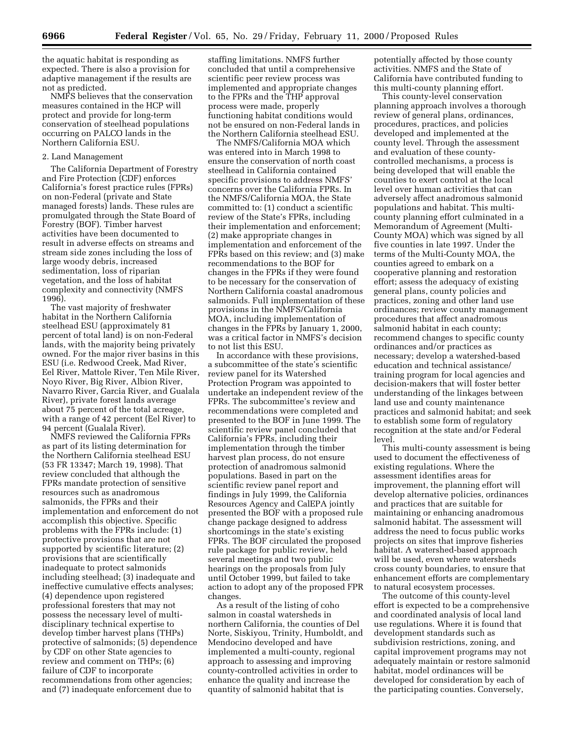the aquatic habitat is responding as expected. There is also a provision for adaptive management if the results are not as predicted.

NMFS believes that the conservation measures contained in the HCP will protect and provide for long-term conservation of steelhead populations occurring on PALCO lands in the Northern California ESU.

2. Land Management

The California Department of Forestry and Fire Protection (CDF) enforces California's forest practice rules (FPRs) on non-Federal (private and State managed forests) lands. These rules are promulgated through the State Board of Forestry (BOF). Timber harvest activities have been documented to result in adverse effects on streams and stream side zones including the loss of large woody debris, increased sedimentation, loss of riparian vegetation, and the loss of habitat complexity and connectivity (NMFS 1996).

The vast majority of freshwater habitat in the Northern California steelhead ESU (approximately 81 percent of total land) is on non-Federal lands, with the majority being privately owned. For the major river basins in this ESU (i.e. Redwood Creek, Mad River, Eel River, Mattole River, Ten Mile River, Noyo River, Big River, Albion River, Navarro River, Garcia River, and Gualala River), private forest lands average about 75 percent of the total acreage, with a range of 42 percent (Eel River) to 94 percent (Gualala River).

NMFS reviewed the California FPRs as part of its listing determination for the Northern California steelhead ESU (53 FR 13347; March 19, 1998). That review concluded that although the FPRs mandate protection of sensitive resources such as anadromous salmonids, the FPRs and their implementation and enforcement do not accomplish this objective. Specific problems with the FPRs include: (1) protective provisions that are not supported by scientific literature; (2) provisions that are scientifically inadequate to protect salmonids including steelhead; (3) inadequate and ineffective cumulative effects analyses; (4) dependence upon registered professional foresters that may not possess the necessary level of multi-disciplinary technical expertise to develop timber harvest plans (THPs) protective of salmonids; (5) dependence by CDF on other State agencies to review and comment on THPs; (6) failure of CDF to incorporate recommendations from other agencies; and (7) inadequate enforcement due to staffing limitations. NMFS further concluded that until a comprehensive scientific peer review process was implemented and appropriate changes to the FPRs and the THP approval process were made, properly functioning habitat conditions would not be ensured on non-Federal lands in the Northern California steelhead ESU.

The NMFS/California MOA which was entered into in March 1998 to ensure the conservation of north coast steelhead in California contained specific provisions to address NMFS' concerns over the California FPRs. In the NMFS/California MOA, the State committed to: (1) conduct a scientific review of the State's FPRs, including their implementation and enforcement; (2) make appropriate changes in implementation and enforcement of the FPRs based on this review; and (3) make recommendations to the BOF for changes in the FPRs if they were found to be necessary for the conservation of Northern California coastal anadromous salmonids. Full implementation of these provisions in the NMFS/California MOA, including implementation of changes in the FPRs by January 1, 2000, was a critical factor in NMFS's decision to not list this ESU.

In accordance with these provisions, a subcommittee of the state's scientific review panel for its Watershed Protection Program was appointed to undertake an independent review of the FPRs. The subcommittee's review and recommendations were completed and presented to the BOF in June 1999. The scientific review panel concluded that California's FPRs, including their implementation through the timber harvest plan process, do not ensure protection of anadromous salmonid populations. Based in part on the scientific review panel report and findings in July 1999, the California Resources Agency and CalEPA jointly presented the BOF with a proposed rule change package designed to address shortcomings in the state's existing FPRs. The BOF circulated the proposed rule package for public review, held several meetings and two public hearings on the proposals from July until October 1999, but failed to take action to adopt any of the proposed FPR changes.

As a result of the listing of coho salmon in coastal watersheds in northern California, the counties of Del Norte, Siskiyou, Trinity, Humboldt, and Mendocino developed and have implemented a multi-county, regional approach to assessing and improving county-controlled activities in order to enhance the quality and increase the quantity of salmonid habitat that is potentially affected by those county activities. NMFS and the State of California have contributed funding to this multi-county planning effort.

This county-level conservation planning approach involves a thorough review of general plans, ordinances, procedures, practices, and policies developed and implemented at the county level. Through the assessment and evaluation of these county-controlled mechanisms, a process is being developed that will enable the counties to exert control at the local level over human activities that can adversely affect anadromous salmonid populations and habitat. This multi-county planning effort culminated in a Memorandum of Agreement (Multi-County MOA) which was signed by all five counties in late 1997. Under the terms of the Multi-County MOA, the counties agreed to embark on a cooperative planning and restoration effort; assess the adequacy of existing general plans, county policies and practices, zoning and other land use ordinances; review county management procedures that affect anadromous salmonid habitat in each county; recommend changes to specific county ordinances and/or practices as necessary; develop a watershed-based education and technical assistance/training program for local agencies and decision-makers that will foster better understanding of the linkages between land use and county maintenance practices and salmonid habitat; and seek to establish some form of regulatory recognition at the state and/or Federal level.

This multi-county assessment is being used to document the effectiveness of existing regulations. Where the assessment identifies areas for improvement, the planning effort will develop alternative policies, ordinances and practices that are suitable for maintaining or enhancing anadromous salmonid habitat. The assessment will address the need to focus public works projects on sites that improve fisheries habitat. A watershed-based approach will be used, even where watersheds cross county boundaries, to ensure that enhancement efforts are complementary to natural ecosystem processes.

The outcome of this county-level effort is expected to be a comprehensive and coordinated analysis of local land use regulations. Where it is found that development standards such as subdivision restrictions, zoning, and capital improvement programs may not adequately maintain or restore salmonid habitat, model ordinances will be developed for consideration by each of the participating counties. Conversely,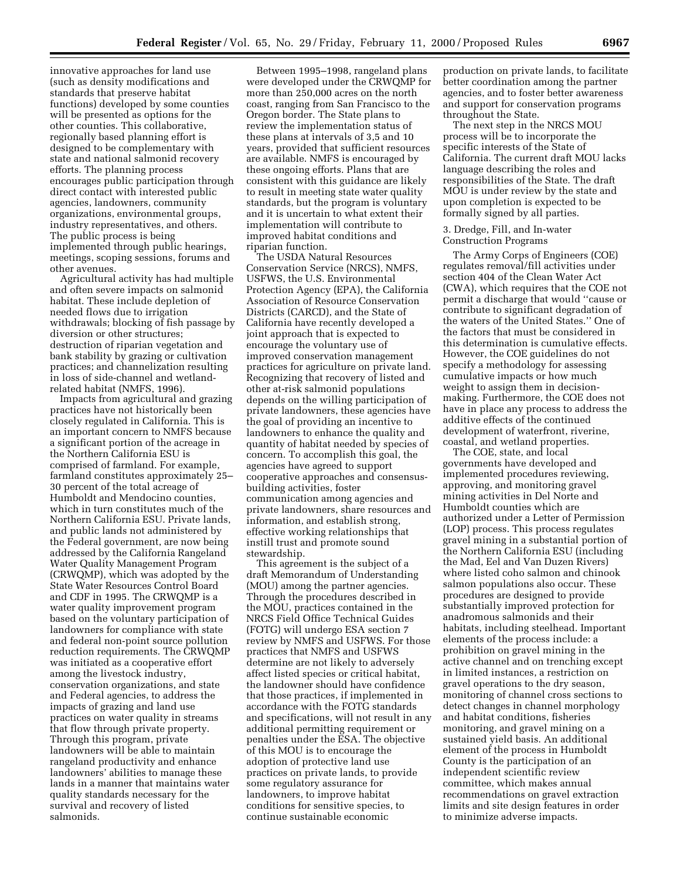innovative approaches for land use (such as density modifications and standards that preserve habitat functions) developed by some counties will be presented as options for the other counties. This collaborative, regionally based planning effort is designed to be complementary with state and national salmonid recovery efforts. The planning process encourages public participation through direct contact with interested public agencies, landowners, community organizations, environmental groups, industry representatives, and others. The public process is being implemented through public hearings, meetings, scoping sessions, forums and other avenues.

Agricultural activity has had multiple and often severe impacts on salmonid habitat. These include depletion of needed flows due to irrigation withdrawals; blocking of fish passage by diversion or other structures; destruction of riparian vegetation and bank stability by grazing or cultivation practices; and channelization resulting in loss of side-channel and wetland-related habitat (NMFS, 1996).

Impacts from agricultural and grazing practices have not historically been closely regulated in California. This is an important concern to NMFS because a significant portion of the acreage in the Northern California ESU is comprised of farmland. For example, farmland constitutes approximately 25–30 percent of the total acreage of Humboldt and Mendocino counties, which in turn constitutes much of the Northern California ESU. Private lands, and public lands not administered by the Federal government, are now being addressed by the California Rangeland Water Quality Management Program (CRWQMP), which was adopted by the State Water Resources Control Board and CDF in 1995. The CRWQMP is a water quality improvement program based on the voluntary participation of landowners for compliance with state and federal non-point source pollution reduction requirements. The CRWQMP was initiated as a cooperative effort among the livestock industry, conservation organizations, and state and Federal agencies, to address the impacts of grazing and land use practices on water quality in streams that flow through private property. Through this program, private landowners will be able to maintain rangeland productivity and enhance landowners' abilities to manage these lands in a manner that maintains water quality standards necessary for the survival and recovery of listed salmonids.

Between 1995–1998, rangeland plans were developed under the CRWQMP for more than 250,000 acres on the north coast, ranging from San Francisco to the Oregon border. The State plans to review the implementation status of these plans at intervals of 3,5 and 10 years, provided that sufficient resources are available. NMFS is encouraged by these ongoing efforts. Plans that are consistent with this guidance are likely to result in meeting state water quality standards, but the program is voluntary and it is uncertain to what extent their implementation will contribute to improved habitat conditions and riparian function.

The USDA Natural Resources Conservation Service (NRCS), NMFS, USFWS, the U.S. Environmental Protection Agency (EPA), the California Association of Resource Conservation Districts (CARCD), and the State of California have recently developed a joint approach that is expected to encourage the voluntary use of improved conservation management practices for agriculture on private land. Recognizing that recovery of listed and other at-risk salmonid populations depends on the willing participation of private landowners, these agencies have the goal of providing an incentive to landowners to enhance the quality and quantity of habitat needed by species of concern. To accomplish this goal, the agencies have agreed to support cooperative approaches and consensus-building activities, foster communication among agencies and private landowners, share resources and information, and establish strong, effective working relationships that instill trust and promote sound stewardship.

This agreement is the subject of a draft Memorandum of Understanding (MOU) among the partner agencies. Through the procedures described in the MOU, practices contained in the NRCS Field Office Technical Guides (FOTG) will undergo ESA section 7 review by NMFS and USFWS. For those practices that NMFS and USFWS determine are not likely to adversely affect listed species or critical habitat, the landowner should have confidence that those practices, if implemented in accordance with the FOTG standards and specifications, will not result in any additional permitting requirement or penalties under the ESA. The objective of this MOU is to encourage the adoption of protective land use practices on private lands, to provide some regulatory assurance for landowners, to improve habitat conditions for sensitive species, to continue sustainable economic production on private lands, to facilitate better coordination among the partner agencies, and to foster better awareness and support for conservation programs throughout the State.

The next step in the NRCS MOU process will be to incorporate the specific interests of the State of California. The current draft MOU lacks language describing the roles and responsibilities of the State. The draft MOU is under review by the state and upon completion is expected to be formally signed by all parties.

3. Dredge, Fill, and In-water Construction Programs

The Army Corps of Engineers (COE) regulates removal/fill activities under section 404 of the Clean Water Act (CWA), which requires that the COE not permit a discharge that would "cause or contribute to significant degradation of the waters of the United States." One of the factors that must be considered in this determination is cumulative effects. However, the COE guidelines do not specify a methodology for assessing cumulative impacts or how much weight to assign them in decision-making. Furthermore, the COE does not have in place any process to address the additive effects of the continued development of waterfront, riverine, coastal, and wetland properties.

The COE, state, and local governments have developed and implemented procedures reviewing, approving, and monitoring gravel mining activities in Del Norte and Humboldt counties which are authorized under a Letter of Permission (LOP) process. This process regulates gravel mining in a substantial portion of the Northern California ESU (including the Mad, Eel and Van Duzen Rivers) where listed coho salmon and chinook salmon populations also occur. These procedures are designed to provide substantially improved protection for anadromous salmonids and their habitats, including steelhead. Important elements of the process include: a prohibition on gravel mining in the active channel and on trenching except in limited instances, a restriction on gravel operations to the dry season, monitoring of channel cross sections to detect changes in channel morphology and habitat conditions, fisheries monitoring, and gravel mining on a sustained yield basis. An additional element of the process in Humboldt County is the participation of an independent scientific review committee, which makes annual recommendations on gravel extraction limits and site design features in order to minimize adverse impacts.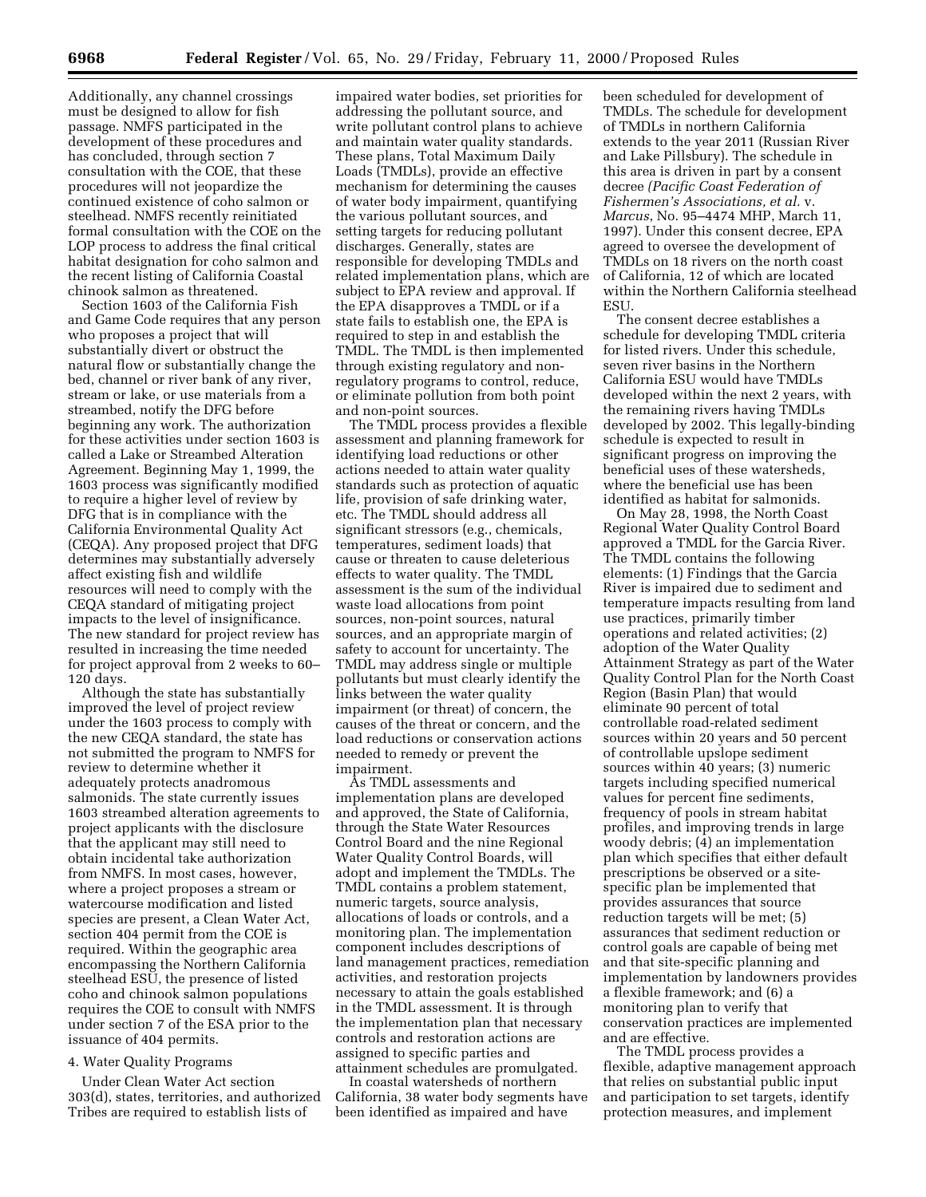Additionally, any channel crossings must be designed to allow for fish passage. NMFS participated in the development of these procedures and has concluded, through section 7 consultation with the COE, that these procedures will not jeopardize the continued existence of coho salmon or steelhead. NMFS recently reinitiated formal consultation with the COE on the LOP process to address the final critical habitat designation for coho salmon and the recent listing of California Coastal chinook salmon as threatened.

Section 1603 of the California Fish and Game Code requires that any person who proposes a project that will substantially divert or obstruct the natural flow or substantially change the bed, channel or river bank of any river, stream or lake, or use materials from a streambed, notify the DFG before beginning any work. The authorization for these activities under section 1603 is called a Lake or Streambed Alteration Agreement. Beginning May 1, 1999, the 1603 process was significantly modified to require a higher level of review by DFG that is in compliance with the California Environmental Quality Act (CEQA). Any proposed project that DFG determines may substantially adversely affect existing fish and wildlife resources will need to comply with the CEQA standard of mitigating project impacts to the level of insignificance. The new standard for project review has resulted in increasing the time needed for project approval from 2 weeks to 60–120 days.

Although the state has substantially improved the level of project review under the 1603 process to comply with the new CEQA standard, the state has not submitted the program to NMFS for review to determine whether it adequately protects anadromous salmonids. The state currently issues 1603 streambed alteration agreements to project applicants with the disclosure that the applicant may still need to obtain incidental take authorization from NMFS. In most cases, however, where a project proposes a stream or watercourse modification and listed species are present, a Clean Water Act, section 404 permit from the COE is required. Within the geographic area encompassing the Northern California steelhead ESU, the presence of listed coho and chinook salmon populations requires the COE to consult with NMFS under section 7 of the ESA prior to the issuance of 404 permits.

4. Water Quality Programs

Under Clean Water Act section 303(d), states, territories, and authorized Tribes are required to establish lists of impaired water bodies, set priorities for addressing the pollutant source, and write pollutant control plans to achieve and maintain water quality standards. These plans, Total Maximum Daily Loads (TMDLs), provide an effective mechanism for determining the causes of water body impairment, quantifying the various pollutant sources, and setting targets for reducing pollutant discharges. Generally, states are responsible for developing TMDLs and related implementation plans, which are subject to EPA review and approval. If the EPA disapproves a TMDL or if a state fails to establish one, the EPA is required to step in and establish the TMDL. The TMDL is then implemented through existing regulatory and non-regulatory programs to control, reduce, or eliminate pollution from both point and non-point sources.

The TMDL process provides a flexible assessment and planning framework for identifying load reductions or other actions needed to attain water quality standards such as protection of aquatic life, provision of safe drinking water, etc. The TMDL should address all significant stressors (e.g., chemicals, temperatures, sediment loads) that cause or threaten to cause deleterious effects to water quality. The TMDL assessment is the sum of the individual waste load allocations from point sources, non-point sources, natural sources, and an appropriate margin of safety to account for uncertainty. The TMDL may address single or multiple pollutants but must clearly identify the links between the water quality impairment (or threat) of concern, the causes of the threat or concern, and the load reductions or conservation actions needed to remedy or prevent the impairment.

As TMDL assessments and implementation plans are developed and approved, the State of California, through the State Water Resources Control Board and the nine Regional Water Quality Control Boards, will adopt and implement the TMDLs. The TMDL contains a problem statement, numeric targets, source analysis, allocations of loads or controls, and a monitoring plan. The implementation component includes descriptions of land management practices, remediation activities, and restoration projects necessary to attain the goals established in the TMDL assessment. It is through the implementation plan that necessary controls and restoration actions are assigned to specific parties and attainment schedules are promulgated.

In coastal watersheds of northern California, 38 water body segments have been identified as impaired and have been scheduled for development of TMDLs. The schedule for development of TMDLs in northern California extends to the year 2011 (Russian River and Lake Pillsbury). The schedule in this area is driven in part by a consent decree (*Pacific Coast Federation of Fishermen's Associations, et al.* v. *Marcus*, No. 95–4474 MHP, March 11, 1997). Under this consent decree, EPA agreed to oversee the development of TMDLs on 18 rivers on the north coast of California, 12 of which are located within the Northern California steelhead ESU.

The consent decree establishes a schedule for developing TMDL criteria for listed rivers. Under this schedule, seven river basins in the Northern California ESU would have TMDLs developed within the next 2 years, with the remaining rivers having TMDLs developed by 2002. This legally-binding schedule is expected to result in significant progress on improving the beneficial uses of these watersheds, where the beneficial use has been identified as habitat for salmonids.

On May 28, 1998, the North Coast Regional Water Quality Control Board approved a TMDL for the Garcia River. The TMDL contains the following elements: (1) Findings that the Garcia River is impaired due to sediment and temperature impacts resulting from land use practices, primarily timber operations and related activities; (2) adoption of the Water Quality Attainment Strategy as part of the Water Quality Control Plan for the North Coast Region (Basin Plan) that would eliminate 90 percent of total controllable road-related sediment sources within 20 years and 50 percent of controllable upslope sediment sources within 40 years; (3) numeric targets including specified numerical values for percent fine sediments, frequency of pools in stream habitat profiles, and improving trends in large woody debris; (4) an implementation plan which specifies that either default prescriptions be observed or a site-specific plan be implemented that provides assurances that source reduction targets will be met; (5) assurances that sediment reduction or control goals are capable of being met and that site-specific planning and implementation by landowners provides a flexible framework; and (6) a monitoring plan to verify that conservation practices are implemented and are effective.

The TMDL process provides a flexible, adaptive management approach that relies on substantial public input and participation to set targets, identify protection measures, and implement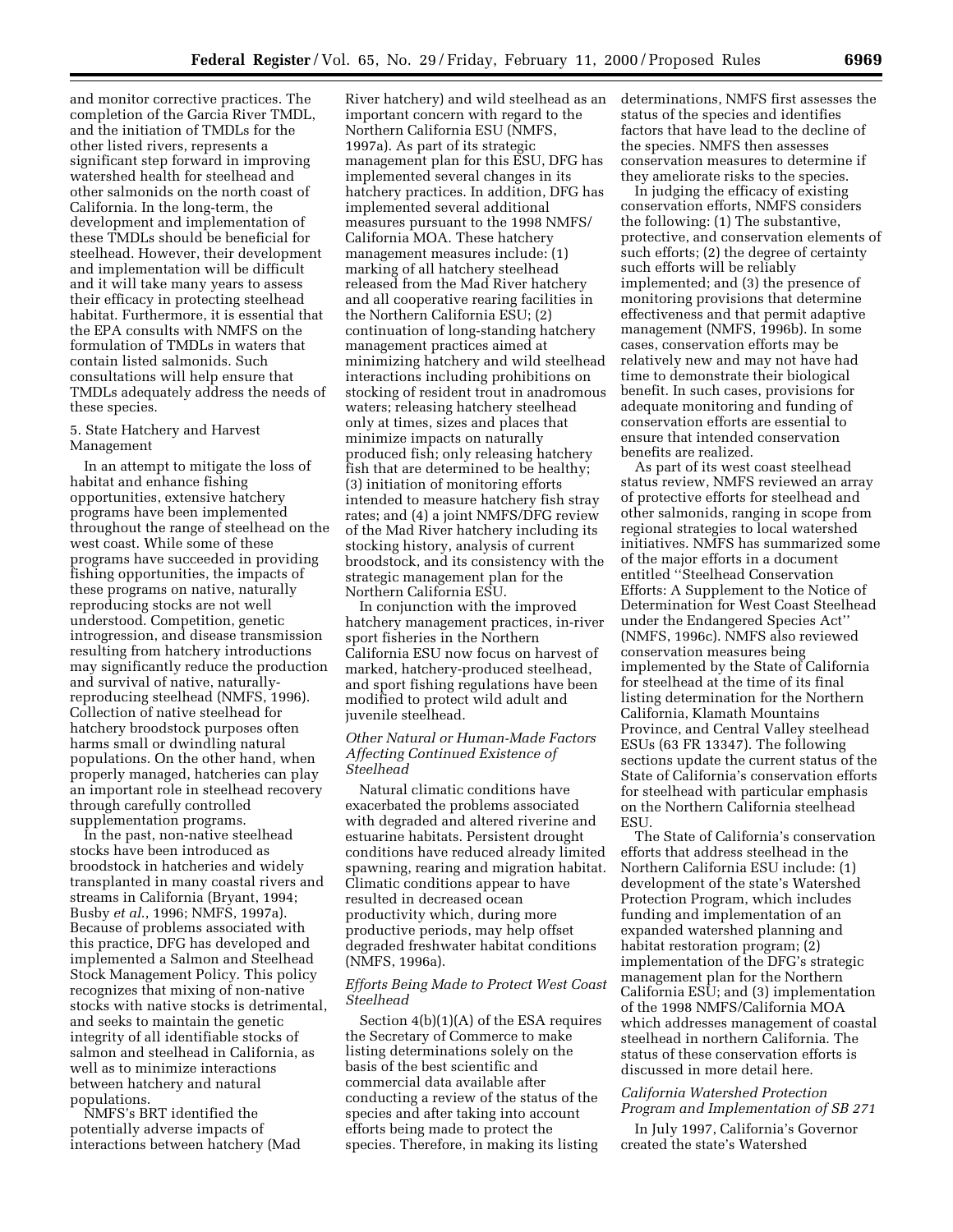and monitor corrective practices. The completion of the Garcia River TMDL, and the initiation of TMDLs for the other listed rivers, represents a significant step forward in improving watershed health for steelhead and other salmonids on the north coast of California. In the long-term, the development and implementation of these TMDLs should be beneficial for steelhead. However, their development and implementation will be difficult and it will take many years to assess their efficacy in protecting steelhead habitat. Furthermore, it is essential that the EPA consults with NMFS on the formulation of TMDLs in waters that contain listed salmonids. Such consultations will help ensure that TMDLs adequately address the needs of these species.

5. State Hatchery and Harvest Management

In an attempt to mitigate the loss of habitat and enhance fishing opportunities, extensive hatchery programs have been implemented throughout the range of steelhead on the west coast. While some of these programs have succeeded in providing fishing opportunities, the impacts of these programs on native, naturally reproducing stocks are not well understood. Competition, genetic introgression, and disease transmission resulting from hatchery introductions may significantly reduce the production and survival of native, naturally-reproducing steelhead (NMFS, 1996). Collection of native steelhead for hatchery broodstock purposes often harms small or dwindling natural populations. On the other hand, when properly managed, hatcheries can play an important role in steelhead recovery through carefully controlled supplementation programs.

In the past, non-native steelhead stocks have been introduced as broodstock in hatcheries and widely transplanted in many coastal rivers and streams in California (Bryant, 1994; Busby *et al.*, 1996; NMFS, 1997a). Because of problems associated with this practice, DFG has developed and implemented a Salmon and Steelhead Stock Management Policy. This policy recognizes that mixing of non-native stocks with native stocks is detrimental, and seeks to maintain the genetic integrity of all identifiable stocks of salmon and steelhead in California, as well as to minimize interactions between hatchery and natural populations.

NMFS's BRT identified the potentially adverse impacts of interactions between hatchery (Mad River hatchery) and wild steelhead as an important concern with regard to the Northern California ESU (NMFS, 1997a). As part of its strategic management plan for this ESU, DFG has implemented several changes in its hatchery practices. In addition, DFG has implemented several additional measures pursuant to the 1998 NMFS/California MOA. These hatchery management measures include: (1) marking of all hatchery steelhead released from the Mad River hatchery and all cooperative rearing facilities in the Northern California ESU; (2) continuation of long-standing hatchery management practices aimed at minimizing hatchery and wild steelhead interactions including prohibitions on stocking of resident trout in anadromous waters; releasing hatchery steelhead only at times, sizes and places that minimize impacts on naturally produced fish; only releasing hatchery fish that are determined to be healthy; (3) initiation of monitoring efforts intended to measure hatchery fish stray rates; and (4) a joint NMFS/DFG review of the Mad River hatchery including its stocking history, analysis of current broodstock, and its consistency with the strategic management plan for the Northern California ESU.

In conjunction with the improved hatchery management practices, in-river sport fisheries in the Northern California ESU now focus on harvest of marked, hatchery-produced steelhead, and sport fishing regulations have been modified to protect wild adult and juvenile steelhead.

*Other Natural or Human-Made Factors Affecting Continued Existence of Steelhead*

Natural climatic conditions have exacerbated the problems associated with degraded and altered riverine and estuarine habitats. Persistent drought conditions have reduced already limited spawning, rearing and migration habitat. Climatic conditions appear to have resulted in decreased ocean productivity which, during more productive periods, may help offset degraded freshwater habitat conditions (NMFS, 1996a).

*Efforts Being Made to Protect West Coast Steelhead*

Section 4(b)(1)(A) of the ESA requires the Secretary of Commerce to make listing determinations solely on the basis of the best scientific and commercial data available after conducting a review of the status of the species and after taking into account efforts being made to protect the species. Therefore, in making its listing determinations, NMFS first assesses the status of the species and identifies factors that have lead to the decline of the species. NMFS then assesses conservation measures to determine if they ameliorate risks to the species.

In judging the efficacy of existing conservation efforts, NMFS considers the following: (1) The substantive, protective, and conservation elements of such efforts; (2) the degree of certainty such efforts will be reliably implemented; and (3) the presence of monitoring provisions that determine effectiveness and that permit adaptive management (NMFS, 1996b). In some cases, conservation efforts may be relatively new and may not have had time to demonstrate their biological benefit. In such cases, provisions for adequate monitoring and funding of conservation efforts are essential to ensure that intended conservation benefits are realized.

As part of its west coast steelhead status review, NMFS reviewed an array of protective efforts for steelhead and other salmonids, ranging in scope from regional strategies to local watershed initiatives. NMFS has summarized some of the major efforts in a document entitled ''Steelhead Conservation Efforts: A Supplement to the Notice of Determination for West Coast Steelhead under the Endangered Species Act'' (NMFS, 1996c). NMFS also reviewed conservation measures being implemented by the State of California for steelhead at the time of its final listing determination for the Northern California, Klamath Mountains Province, and Central Valley steelhead ESUs (63 FR 13347). The following sections update the current status of the State of California's conservation efforts for steelhead with particular emphasis on the Northern California steelhead ESU.

The State of California's conservation efforts that address steelhead in the Northern California ESU include: (1) development of the state's Watershed Protection Program, which includes funding and implementation of an expanded watershed planning and habitat restoration program; (2) implementation of the DFG's strategic management plan for the Northern California ESU; and (3) implementation of the 1998 NMFS/California MOA which addresses management of coastal steelhead in northern California. The status of these conservation efforts is discussed in more detail here.

*California Watershed Protection Program and Implementation of SB 271*

In July 1997, California's Governor created the state's Watershed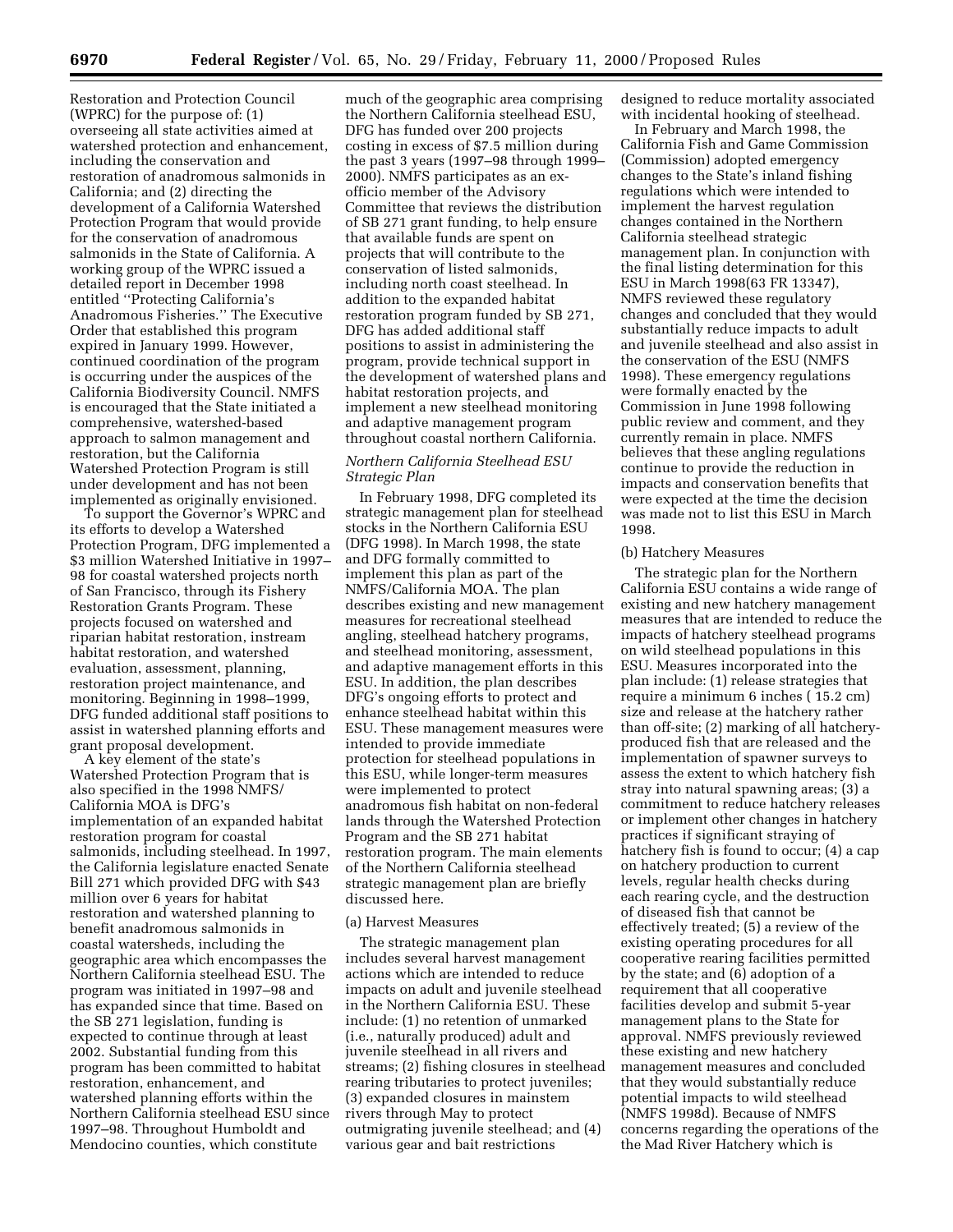Restoration and Protection Council (WPRC) for the purpose of: (1) overseeing all state activities aimed at watershed protection and enhancement, including the conservation and restoration of anadromous salmonids in California; and (2) directing the development of a California Watershed Protection Program that would provide for the conservation of anadromous salmonids in the State of California. A working group of the WPRC issued a detailed report in December 1998 entitled ''Protecting California's Anadromous Fisheries.'' The Executive Order that established this program expired in January 1999. However, continued coordination of the program is occurring under the auspices of the California Biodiversity Council. NMFS is encouraged that the State initiated a comprehensive, watershed-based approach to salmon management and restoration, but the California Watershed Protection Program is still under development and has not been implemented as originally envisioned.

To support the Governor's WPRC and its efforts to develop a Watershed Protection Program, DFG implemented a $3 million Watershed Initiative in 1997–98 for coastal watershed projects north of San Francisco, through its Fishery Restoration Grants Program. These projects focused on watershed and riparian habitat restoration, instream habitat restoration, and watershed evaluation, assessment, planning, restoration project maintenance, and monitoring. Beginning in 1998–1999, DFG funded additional staff positions to assist in watershed planning efforts and grant proposal development.

A key element of the state's Watershed Protection Program that is also specified in the 1998 NMFS/California MOA is DFG's implementation of an expanded habitat restoration program for coastal salmonids, including steelhead. In 1997, the California legislature enacted Senate Bill 271 which provided DFG with $43 million over 6 years for habitat restoration and watershed planning to benefit anadromous salmonids in coastal watersheds, including the geographic area which encompasses the Northern California steelhead ESU. The program was initiated in 1997–98 and has expanded since that time. Based on the SB 271 legislation, funding is expected to continue through at least 2002. Substantial funding from this program has been committed to habitat restoration, enhancement, and watershed planning efforts within the Northern California steelhead ESU since 1997–98. Throughout Humboldt and Mendocino counties, which constitute much of the geographic area comprising the Northern California steelhead ESU, DFG has funded over 200 projects costing in excess of $7.5 million during the past 3 years (1997–98 through 1999–2000). NMFS participates as an ex-officio member of the Advisory Committee that reviews the distribution of SB 271 grant funding, to help ensure that available funds are spent on projects that will contribute to the conservation of listed salmonids, including north coast steelhead. In addition to the expanded habitat restoration program funded by SB 271, DFG has added additional staff positions to assist in administering the program, provide technical support in the development of watershed plans and habitat restoration projects, and implement a new steelhead monitoring and adaptive management program throughout coastal northern California.

*Northern California Steelhead ESU Strategic Plan*

In February 1998, DFG completed its strategic management plan for steelhead stocks in the Northern California ESU (DFG 1998). In March 1998, the state and DFG formally committed to implement this plan as part of the NMFS/California MOA. The plan describes existing and new management measures for recreational steelhead angling, steelhead hatchery programs, and steelhead monitoring, assessment, and adaptive management efforts in this ESU. In addition, the plan describes DFG's ongoing efforts to protect and enhance steelhead habitat within this ESU. These management measures were intended to provide immediate protection for steelhead populations in this ESU, while longer-term measures were implemented to protect anadromous fish habitat on non-federal lands through the Watershed Protection Program and the SB 271 habitat restoration program. The main elements of the Northern California steelhead strategic management plan are briefly discussed here.

(a) Harvest Measures

The strategic management plan includes several harvest management actions which are intended to reduce impacts on adult and juvenile steelhead in the Northern California ESU. These include: (1) no retention of unmarked (i.e., naturally produced) adult and juvenile steelhead in all rivers and streams; (2) fishing closures in steelhead rearing tributaries to protect juveniles; (3) expanded closures in mainstem rivers through May to protect outmigrating juvenile steelhead; and (4) various gear and bait restrictions designed to reduce mortality associated with incidental hooking of steelhead.

In February and March 1998, the California Fish and Game Commission (Commission) adopted emergency changes to the State's inland fishing regulations which were intended to implement the harvest regulation changes contained in the Northern California steelhead strategic management plan. In conjunction with the final listing determination for this ESU in March 1998(63 FR 13347), NMFS reviewed these regulatory changes and concluded that they would substantially reduce impacts to adult and juvenile steelhead and also assist in the conservation of the ESU (NMFS 1998). These emergency regulations were formally enacted by the Commission in June 1998 following public review and comment, and they currently remain in place. NMFS believes that these angling regulations continue to provide the reduction in impacts and conservation benefits that were expected at the time the decision was made not to list this ESU in March 1998.

(b) Hatchery Measures

The strategic plan for the Northern California ESU contains a wide range of existing and new hatchery management measures that are intended to reduce the impacts of hatchery steelhead programs on wild steelhead populations in this ESU. Measures incorporated into the plan include: (1) release strategies that require a minimum 6 inches ( 15.2 cm) size and release at the hatchery rather than off-site; (2) marking of all hatchery-produced fish that are released and the implementation of spawner surveys to assess the extent to which hatchery fish stray into natural spawning areas; (3) a commitment to reduce hatchery releases or implement other changes in hatchery practices if significant straying of hatchery fish is found to occur; (4) a cap on hatchery production to current levels, regular health checks during each rearing cycle, and the destruction of diseased fish that cannot be effectively treated; (5) a review of the existing operating procedures for all cooperative rearing facilities permitted by the state; and (6) adoption of a requirement that all cooperative facilities develop and submit 5-year management plans to the State for approval. NMFS previously reviewed these existing and new hatchery management measures and concluded that they would substantially reduce potential impacts to wild steelhead (NMFS 1998d). Because of NMFS concerns regarding the operations of the the Mad River Hatchery which is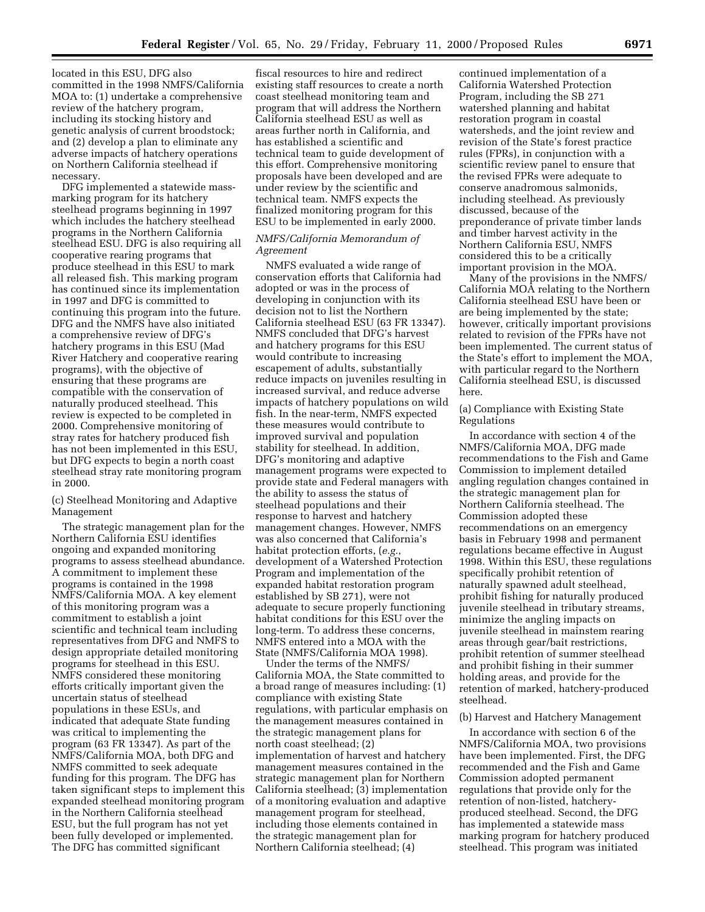located in this ESU, DFG also committed in the 1998 NMFS/California MOA to: (1) undertake a comprehensive review of the hatchery program, including its stocking history and genetic analysis of current broodstock; and (2) develop a plan to eliminate any adverse impacts of hatchery operations on Northern California steelhead if necessary.

DFG implemented a statewide mass-marking program for its hatchery steelhead programs beginning in 1997 which includes the hatchery steelhead programs in the Northern California steelhead ESU. DFG is also requiring all cooperative rearing programs that produce steelhead in this ESU to mark all released fish. This marking program has continued since its implementation in 1997 and DFG is committed to continuing this program into the future. DFG and the NMFS have also initiated a comprehensive review of DFG's hatchery programs in this ESU (Mad River Hatchery and cooperative rearing programs), with the objective of ensuring that these programs are compatible with the conservation of naturally produced steelhead. This review is expected to be completed in 2000. Comprehensive monitoring of stray rates for hatchery produced fish has not been implemented in this ESU, but DFG expects to begin a north coast steelhead stray rate monitoring program in 2000.

(c) Steelhead Monitoring and Adaptive Management

The strategic management plan for the Northern California ESU identifies ongoing and expanded monitoring programs to assess steelhead abundance. A commitment to implement these programs is contained in the 1998 NMFS/California MOA. A key element of this monitoring program was a commitment to establish a joint scientific and technical team including representatives from DFG and NMFS to design appropriate detailed monitoring programs for steelhead in this ESU. NMFS considered these monitoring efforts critically important given the uncertain status of steelhead populations in these ESUs, and indicated that adequate State funding was critical to implementing the program (63 FR 13347). As part of the NMFS/California MOA, both DFG and NMFS committed to seek adequate funding for this program. The DFG has taken significant steps to implement this expanded steelhead monitoring program in the Northern California steelhead ESU, but the full program has not yet been fully developed or implemented. The DFG has committed significant fiscal resources to hire and redirect existing staff resources to create a north coast steelhead monitoring team and program that will address the Northern California steelhead ESU as well as areas further north in California, and has established a scientific and technical team to guide development of this effort. Comprehensive monitoring proposals have been developed and are under review by the scientific and technical team. NMFS expects the finalized monitoring program for this ESU to be implemented in early 2000.

*NMFS/California Memorandum of Agreement*

NMFS evaluated a wide range of conservation efforts that California had adopted or was in the process of developing in conjunction with its decision not to list the Northern California steelhead ESU (63 FR 13347). NMFS concluded that DFG's harvest and hatchery programs for this ESU would contribute to increasing escapement of adults, substantially reduce impacts on juveniles resulting in increased survival, and reduce adverse impacts of hatchery populations on wild fish. In the near-term, NMFS expected these measures would contribute to improved survival and population stability for steelhead. In addition, DFG's monitoring and adaptive management programs were expected to provide state and Federal managers with the ability to assess the status of steelhead populations and their response to harvest and hatchery management changes. However, NMFS was also concerned that California's habitat protection efforts, (*e.g.*, development of a Watershed Protection Program and implementation of the expanded habitat restoration program established by SB 271), were not adequate to secure properly functioning habitat conditions for this ESU over the long-term. To address these concerns, NMFS entered into a MOA with the State (NMFS/California MOA 1998).

Under the terms of the NMFS/California MOA, the State committed to a broad range of measures including: (1) compliance with existing State regulations, with particular emphasis on the management measures contained in the strategic management plans for north coast steelhead; (2) implementation of harvest and hatchery management measures contained in the strategic management plan for Northern California steelhead; (3) implementation of a monitoring evaluation and adaptive management program for steelhead, including those elements contained in the strategic management plan for Northern California steelhead; (4) continued implementation of a California Watershed Protection Program, including the SB 271 watershed planning and habitat restoration program in coastal watersheds, and the joint review and revision of the State's forest practice rules (FPRs), in conjunction with a scientific review panel to ensure that the revised FPRs were adequate to conserve anadromous salmonids, including steelhead. As previously discussed, because of the preponderance of private timber lands and timber harvest activity in the Northern California ESU, NMFS considered this to be a critically important provision in the MOA.

Many of the provisions in the NMFS/California MOA relating to the Northern California steelhead ESU have been or are being implemented by the state; however, critically important provisions related to revision of the FPRs have not been implemented. The current status of the State's effort to implement the MOA, with particular regard to the Northern California steelhead ESU, is discussed here.

(a) Compliance with Existing State Regulations

In accordance with section 4 of the NMFS/California MOA, DFG made recommendations to the Fish and Game Commission to implement detailed angling regulation changes contained in the strategic management plan for Northern California steelhead. The Commission adopted these recommendations on an emergency basis in February 1998 and permanent regulations became effective in August 1998. Within this ESU, these regulations specifically prohibit retention of naturally spawned adult steelhead, prohibit fishing for naturally produced juvenile steelhead in tributary streams, minimize the angling impacts on juvenile steelhead in mainstem rearing areas through gear/bait restrictions, prohibit retention of summer steelhead and prohibit fishing in their summer holding areas, and provide for the retention of marked, hatchery-produced steelhead.

(b) Harvest and Hatchery Management

In accordance with section 6 of the NMFS/California MOA, two provisions have been implemented. First, the DFG recommended and the Fish and Game Commission adopted permanent regulations that provide only for the retention of non-listed, hatchery-produced steelhead. Second, the DFG has implemented a statewide mass marking program for hatchery produced steelhead. This program was initiated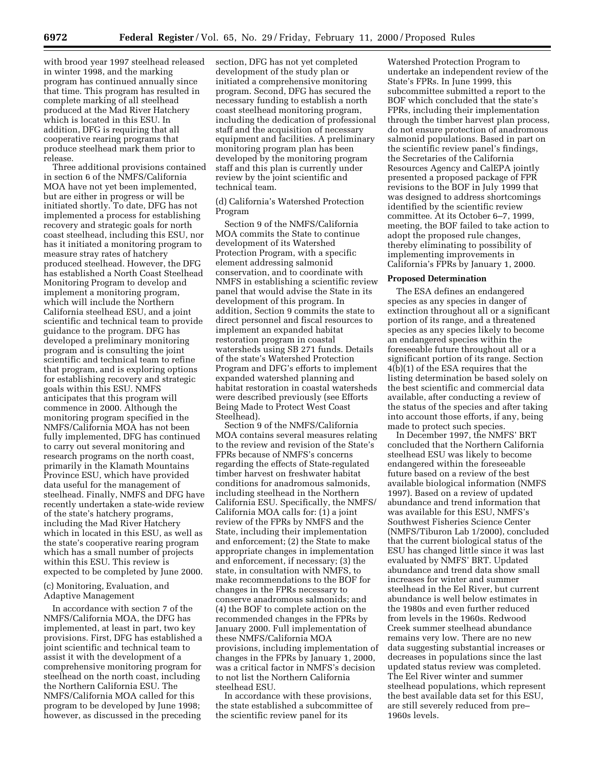with brood year 1997 steelhead released in winter 1998, and the marking program has continued annually since that time. This program has resulted in complete marking of all steelhead produced at the Mad River Hatchery which is located in this ESU. In addition, DFG is requiring that all cooperative rearing programs that produce steelhead mark them prior to release.

Three additional provisions contained in section 6 of the NMFS/California MOA have not yet been implemented, but are either in progress or will be initiated shortly. To date, DFG has not implemented a process for establishing recovery and strategic goals for north coast steelhead, including this ESU, nor has it initiated a monitoring program to measure stray rates of hatchery produced steelhead. However, the DFG has established a North Coast Steelhead Monitoring Program to develop and implement a monitoring program, which will include the Northern California steelhead ESU, and a joint scientific and technical team to provide guidance to the program. DFG has developed a preliminary monitoring program and is consulting the joint scientific and technical team to refine that program, and is exploring options for establishing recovery and strategic goals within this ESU. NMFS anticipates that this program will commence in 2000. Although the monitoring program specified in the NMFS/California MOA has not been fully implemented, DFG has continued to carry out several monitoring and research programs on the north coast, primarily in the Klamath Mountains Province ESU, which have provided data useful for the management of steelhead. Finally, NMFS and DFG have recently undertaken a state-wide review of the state's hatchery programs, including the Mad River Hatchery which in located in this ESU, as well as the state's cooperative rearing program which has a small number of projects within this ESU. This review is expected to be completed by June 2000.

(c) Monitoring, Evaluation, and Adaptive Management

In accordance with section 7 of the NMFS/California MOA, the DFG has implemented, at least in part, two key provisions. First, DFG has established a joint scientific and technical team to assist it with the development of a comprehensive monitoring program for steelhead on the north coast, including the Northern California ESU. The NMFS/California MOA called for this program to be developed by June 1998; however, as discussed in the preceding section, DFG has not yet completed development of the study plan or initiated a comprehensive monitoring program. Second, DFG has secured the necessary funding to establish a north coast steelhead monitoring program, including the dedication of professional staff and the acquisition of necessary equipment and facilities. A preliminary monitoring program plan has been developed by the monitoring program staff and this plan is currently under review by the joint scientific and technical team.

(d) California's Watershed Protection Program

Section 9 of the NMFS/California MOA commits the State to continue development of its Watershed Protection Program, with a specific element addressing salmonid conservation, and to coordinate with NMFS in establishing a scientific review panel that would advise the State in its development of this program. In addition, Section 9 commits the state to direct personnel and fiscal resources to implement an expanded habitat restoration program in coastal watersheds using SB 271 funds. Details of the state's Watershed Protection Program and DFG's efforts to implement expanded watershed planning and habitat restoration in coastal watersheds were described previously (see Efforts Being Made to Protect West Coast Steelhead).

Section 9 of the NMFS/California MOA contains several measures relating to the review and revision of the State's FPRs because of NMFS's concerns regarding the effects of State-regulated timber harvest on freshwater habitat conditions for anadromous salmonids, including steelhead in the Northern California ESU. Specifically, the NMFS/California MOA calls for: (1) a joint review of the FPRs by NMFS and the State, including their implementation and enforcement; (2) the State to make appropriate changes in implementation and enforcement, if necessary; (3) the state, in consultation with NMFS, to make recommendations to the BOF for changes in the FPRs necessary to conserve anadromous salmonids; and (4) the BOF to complete action on the recommended changes in the FPRs by January 2000. Full implementation of these NMFS/California MOA provisions, including implementation of changes in the FPRs by January 1, 2000, was a critical factor in NMFS's decision to not list the Northern California steelhead ESU.

In accordance with these provisions, the state established a subcommittee of the scientific review panel for its Watershed Protection Program to undertake an independent review of the State's FPRs. In June 1999, this subcommittee submitted a report to the BOF which concluded that the state's FPRs, including their implementation through the timber harvest plan process, do not ensure protection of anadromous salmonid populations. Based in part on the scientific review panel's findings, the Secretaries of the California Resources Agency and CalEPA jointly presented a proposed package of FPR revisions to the BOF in July 1999 that was designed to address shortcomings identified by the scientific review committee. At its October 6–7, 1999, meeting, the BOF failed to take action to adopt the proposed rule changes, thereby eliminating to possibility of implementing improvements in California's FPRs by January 1, 2000.

**Proposed Determination**

The ESA defines an endangered species as any species in danger of extinction throughout all or a significant portion of its range, and a threatened species as any species likely to become an endangered species within the foreseeable future throughout all or a significant portion of its range. Section 4(b)(1) of the ESA requires that the listing determination be based solely on the best scientific and commercial data available, after conducting a review of the status of the species and after taking into account those efforts, if any, being made to protect such species.

In December 1997, the NMFS' BRT concluded that the Northern California steelhead ESU was likely to become endangered within the foreseeable future based on a review of the best available biological information (NMFS 1997). Based on a review of updated abundance and trend information that was available for this ESU, NMFS's Southwest Fisheries Science Center (NMFS/Tiburon Lab 1/2000), concluded that the current biological status of the ESU has changed little since it was last evaluated by NMFS' BRT. Updated abundance and trend data show small increases for winter and summer steelhead in the Eel River, but current abundance is well below estimates in the 1980s and even further reduced from levels in the 1960s. Redwood Creek summer steelhead abundance remains very low. There are no new data suggesting substantial increases or decreases in populations since the last updated status review was completed. The Eel River winter and summer steelhead populations, which represent the best available data set for this ESU, are still severely reduced from pre–1960s levels.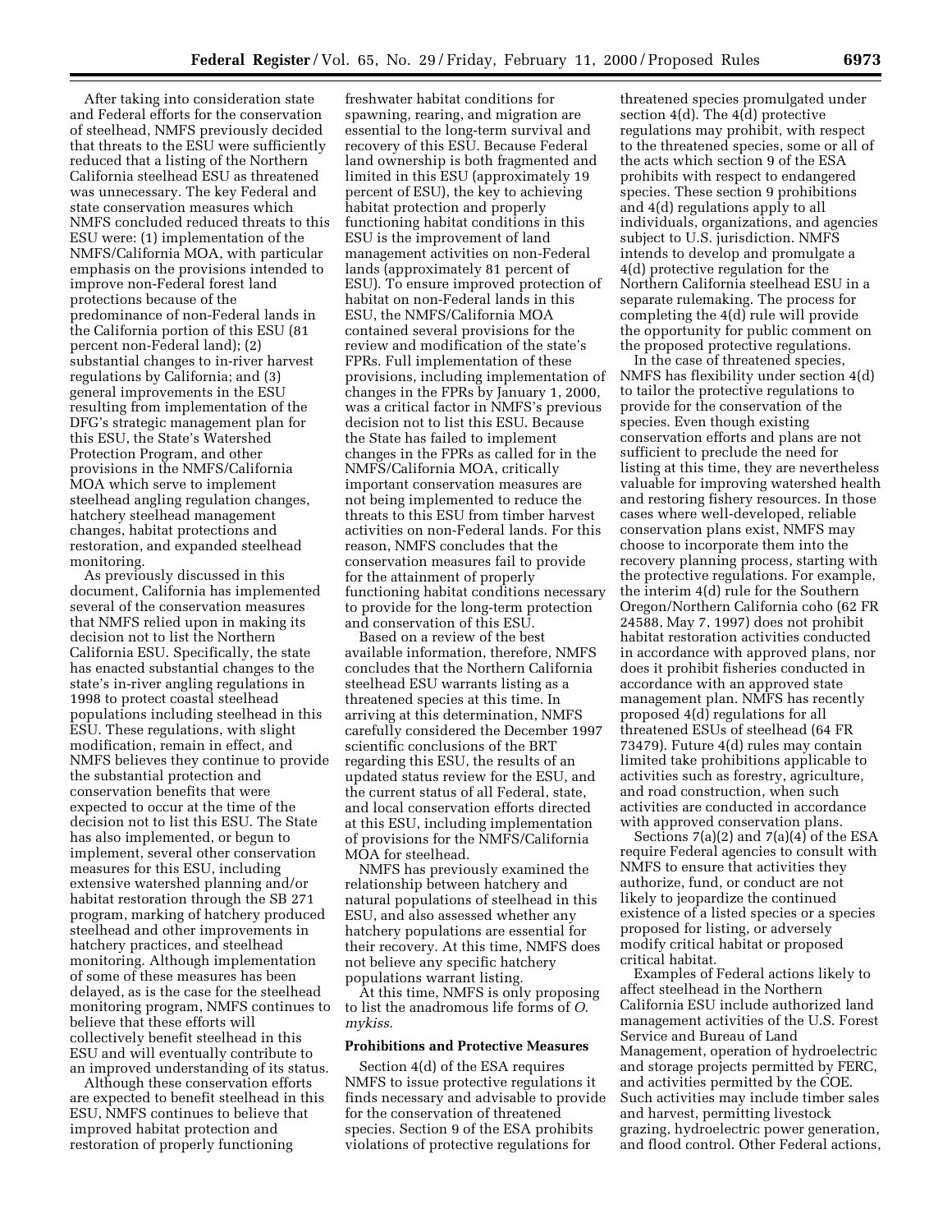After taking into consideration state and Federal efforts for the conservation of steelhead, NMFS previously decided that threats to the ESU were sufficiently reduced that a listing of the Northern California steelhead ESU as threatened was unnecessary. The key Federal and state conservation measures which NMFS concluded reduced threats to this ESU were: (1) implementation of the NMFS/California MOA, with particular emphasis on the provisions intended to improve non-Federal forest land protections because of the predominance of non-Federal lands in the California portion of this ESU (81 percent non-Federal land); (2) substantial changes to in-river harvest regulations by California; and (3) general improvements in the ESU resulting from implementation of the DFG's strategic management plan for this ESU, the State's Watershed Protection Program, and other provisions in the NMFS/California MOA which serve to implement steelhead angling regulation changes, hatchery steelhead management changes, habitat protections and restoration, and expanded steelhead monitoring.

As previously discussed in this document, California has implemented several of the conservation measures that NMFS relied upon in making its decision not to list the Northern California ESU. Specifically, the state has enacted substantial changes to the state's in-river angling regulations in 1998 to protect coastal steelhead populations including steelhead in this ESU. These regulations, with slight modification, remain in effect, and NMFS believes they continue to provide the substantial protection and conservation benefits that were expected to occur at the time of the decision not to list this ESU. The State has also implemented, or begun to implement, several other conservation measures for this ESU, including extensive watershed planning and/or habitat restoration through the SB 271 program, marking of hatchery produced steelhead and other improvements in hatchery practices, and steelhead monitoring. Although implementation of some of these measures has been delayed, as is the case for the steelhead monitoring program, NMFS continues to believe that these efforts will collectively benefit steelhead in this ESU and will eventually contribute to an improved understanding of its status.

Although these conservation efforts are expected to benefit steelhead in this ESU, NMFS continues to believe that improved habitat protection and restoration of properly functioning freshwater habitat conditions for spawning, rearing, and migration are essential to the long-term survival and recovery of this ESU. Because Federal land ownership is both fragmented and limited in this ESU (approximately 19 percent of ESU), the key to achieving habitat protection and properly functioning habitat conditions in this ESU is the improvement of land management activities on non-Federal lands (approximately 81 percent of ESU). To ensure improved protection of habitat on non-Federal lands in this ESU, the NMFS/California MOA contained several provisions for the review and modification of the state's FPRs. Full implementation of these provisions, including implementation of changes in the FPRs by January 1, 2000, was a critical factor in NMFS's previous decision not to list this ESU. Because the State has failed to implement changes in the FPRs as called for in the NMFS/California MOA, critically important conservation measures are not being implemented to reduce the threats to this ESU from timber harvest activities on non-Federal lands. For this reason, NMFS concludes that the conservation measures fail to provide for the attainment of properly functioning habitat conditions necessary to provide for the long-term protection and conservation of this ESU.

Based on a review of the best available information, therefore, NMFS concludes that the Northern California steelhead ESU warrants listing as a threatened species at this time. In arriving at this determination, NMFS carefully considered the December 1997 scientific conclusions of the BRT regarding this ESU, the results of an updated status review for the ESU, and the current status of all Federal, state, and local conservation efforts directed at this ESU, including implementation of provisions for the NMFS/California MOA for steelhead.

NMFS has previously examined the relationship between hatchery and natural populations of steelhead in this ESU, and also assessed whether any hatchery populations are essential for their recovery. At this time, NMFS does not believe any specific hatchery populations warrant listing.

At this time, NMFS is only proposing to list the anadromous life forms of *O. mykiss*.

## Prohibitions and Protective Measures

Section 4(d) of the ESA requires NMFS to issue protective regulations it finds necessary and advisable to provide for the conservation of threatened species. Section 9 of the ESA prohibits violations of protective regulations for threatened species promulgated under section 4(d). The 4(d) protective regulations may prohibit, with respect to the threatened species, some or all of the acts which section 9 of the ESA prohibits with respect to endangered species. These section 9 prohibitions and 4(d) regulations apply to all individuals, organizations, and agencies subject to U.S. jurisdiction. NMFS intends to develop and promulgate a 4(d) protective regulation for the Northern California steelhead ESU in a separate rulemaking. The process for completing the 4(d) rule will provide the opportunity for public comment on the proposed protective regulations.

In the case of threatened species, NMFS has flexibility under section 4(d) to tailor the protective regulations to provide for the conservation of the species. Even though existing conservation efforts and plans are not sufficient to preclude the need for listing at this time, they are nevertheless valuable for improving watershed health and restoring fishery resources. In those cases where well-developed, reliable conservation plans exist, NMFS may choose to incorporate them into the recovery planning process, starting with the protective regulations. For example, the interim 4(d) rule for the Southern Oregon/Northern California coho (62 FR 24588, May 7, 1997) does not prohibit habitat restoration activities conducted in accordance with approved plans, nor does it prohibit fisheries conducted in accordance with an approved state management plan. NMFS has recently proposed 4(d) regulations for all threatened ESUs of steelhead (64 FR 73479). Future 4(d) rules may contain limited take prohibitions applicable to activities such as forestry, agriculture, and road construction, when such activities are conducted in accordance with approved conservation plans.

Sections 7(a)(2) and 7(a)(4) of the ESA require Federal agencies to consult with NMFS to ensure that activities they authorize, fund, or conduct are not likely to jeopardize the continued existence of a listed species or a species proposed for listing, or adversely modify critical habitat or proposed critical habitat.

Examples of Federal actions likely to affect steelhead in the Northern California ESU include authorized land management activities of the U.S. Forest Service and Bureau of Land Management, operation of hydroelectric and storage projects permitted by FERC, and activities permitted by the COE. Such activities may include timber sales and harvest, permitting livestock grazing, hydroelectric power generation, and flood control. Other Federal actions,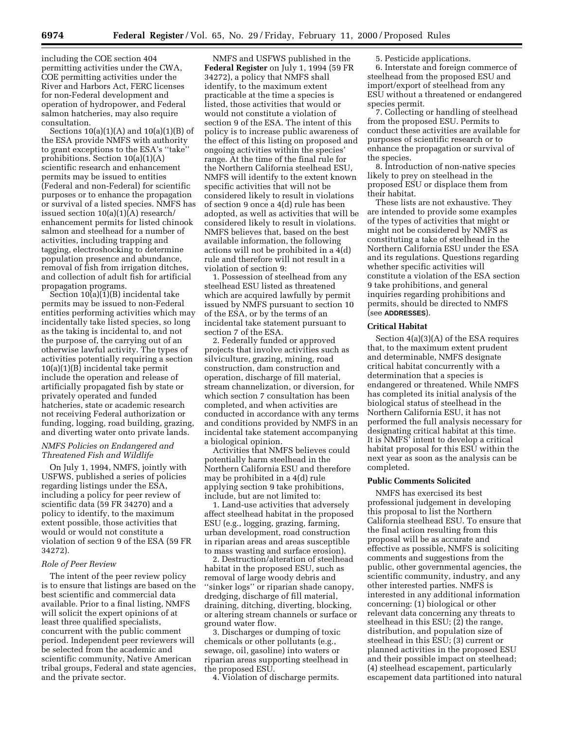including the COE section 404 permitting activities under the CWA, COE permitting activities under the River and Harbors Act, FERC licenses for non-Federal development and operation of hydropower, and Federal salmon hatcheries, may also require consultation.

Sections 10(a)(1)(A) and 10(a)(1)(B) of the ESA provide NMFS with authority to grant exceptions to the ESA's ''take'' prohibitions. Section 10(a)(1)(A) scientific research and enhancement permits may be issued to entities (Federal and non-Federal) for scientific purposes or to enhance the propagation or survival of a listed species. NMFS has issued section 10(a)(1)(A) research/enhancement permits for listed chinook salmon and steelhead for a number of activities, including trapping and tagging, electroshocking to determine population presence and abundance, removal of fish from irrigation ditches, and collection of adult fish for artificial propagation programs.

Section 10(a)(1)(B) incidental take permits may be issued to non-Federal entities performing activities which may incidentally take listed species, so long as the taking is incidental to, and not the purpose of, the carrying out of an otherwise lawful activity. The types of activities potentially requiring a section 10(a)(1)(B) incidental take permit include the operation and release of artificially propagated fish by state or privately operated and funded hatcheries, state or academic research not receiving Federal authorization or funding, logging, road building, grazing, and diverting water onto private lands.

### *NMFS Policies on Endangered and Threatened Fish and Wildlife*

On July 1, 1994, NMFS, jointly with USFWS, published a series of policies regarding listings under the ESA, including a policy for peer review of scientific data (59 FR 34270) and a policy to identify, to the maximum extent possible, those activities that would or would not constitute a violation of section 9 of the ESA (59 FR 34272).

### *Role of Peer Review*

The intent of the peer review policy is to ensure that listings are based on the best scientific and commercial data available. Prior to a final listing, NMFS will solicit the expert opinions of at least three qualified specialists, concurrent with the public comment period. Independent peer reviewers will be selected from the academic and scientific community, Native American tribal groups, Federal and state agencies, and the private sector.

NMFS and USFWS published in the **Federal Register** on July 1, 1994 (59 FR 34272), a policy that NMFS shall identify, to the maximum extent practicable at the time a species is listed, those activities that would or would not constitute a violation of section 9 of the ESA. The intent of this policy is to increase public awareness of the effect of this listing on proposed and ongoing activities within the species' range. At the time of the final rule for the Northern California steelhead ESU, NMFS will identify to the extent known specific activities that will not be considered likely to result in violations of section 9 once a 4(d) rule has been adopted, as well as activities that will be considered likely to result in violations. NMFS believes that, based on the best available information, the following actions will not be prohibited in a 4(d) rule and therefore will not result in a violation of section 9:

1. Possession of steelhead from any steelhead ESU listed as threatened which are acquired lawfully by permit issued by NMFS pursuant to section 10 of the ESA, or by the terms of an incidental take statement pursuant to section 7 of the ESA.
2. Federally funded or approved projects that involve activities such as silviculture, grazing, mining, road construction, dam construction and operation, discharge of fill material, stream channelization, or diversion, for which section 7 consultation has been completed, and when activities are conducted in accordance with any terms and conditions provided by NMFS in an incidental take statement accompanying a biological opinion.

Activities that NMFS believes could potentially harm steelhead in the Northern California ESU and therefore may be prohibited in a 4(d) rule applying section 9 take prohibitions, include, but are not limited to:

1. Land-use activities that adversely affect steelhead habitat in the proposed ESU (e.g., logging, grazing, farming, urban development, road construction in riparian areas and areas susceptible to mass wasting and surface erosion).
2. Destruction/alteration of steelhead habitat in the proposed ESU, such as removal of large woody debris and ''sinker logs'' or riparian shade canopy, dredging, discharge of fill material, draining, ditching, diverting, blocking, or altering stream channels or surface or ground water flow.
3. Discharges or dumping of toxic chemicals or other pollutants (e.g., sewage, oil, gasoline) into waters or riparian areas supporting steelhead in the proposed ESU.
4. Violation of discharge permits.
5. Pesticide applications.
6. Interstate and foreign commerce of steelhead from the proposed ESU and import/export of steelhead from any ESU without a threatened or endangered species permit.
7. Collecting or handling of steelhead from the proposed ESU. Permits to conduct these activities are available for purposes of scientific research or to enhance the propagation or survival of the species.
8. Introduction of non-native species likely to prey on steelhead in the proposed ESU or displace them from their habitat.

These lists are not exhaustive. They are intended to provide some examples of the types of activities that might or might not be considered by NMFS as constituting a take of steelhead in the Northern California ESU under the ESA and its regulations. Questions regarding whether specific activities will constitute a violation of the ESA section 9 take prohibitions, and general inquiries regarding prohibitions and permits, should be directed to NMFS (see **ADDRESSES**).

## Critical Habitat

Section 4(a)(3)(A) of the ESA requires that, to the maximum extent prudent and determinable, NMFS designate critical habitat concurrently with a determination that a species is endangered or threatened. While NMFS has completed its initial analysis of the biological status of steelhead in the Northern California ESU, it has not performed the full analysis necessary for designating critical habitat at this time. It is NMFS' intent to develop a critical habitat proposal for this ESU within the next year as soon as the analysis can be completed.

## Public Comments Solicited

NMFS has exercised its best professional judgement in developing this proposal to list the Northern California steelhead ESU. To ensure that the final action resulting from this proposal will be as accurate and effective as possible, NMFS is soliciting comments and suggestions from the public, other governmental agencies, the scientific community, industry, and any other interested parties. NMFS is interested in any additional information concerning: (1) biological or other relevant data concerning any threats to steelhead in this ESU; (2) the range, distribution, and population size of steelhead in this ESU; (3) current or planned activities in the proposed ESU and their possible impact on steelhead; (4) steelhead escapement, particularly escapement data partitioned into natural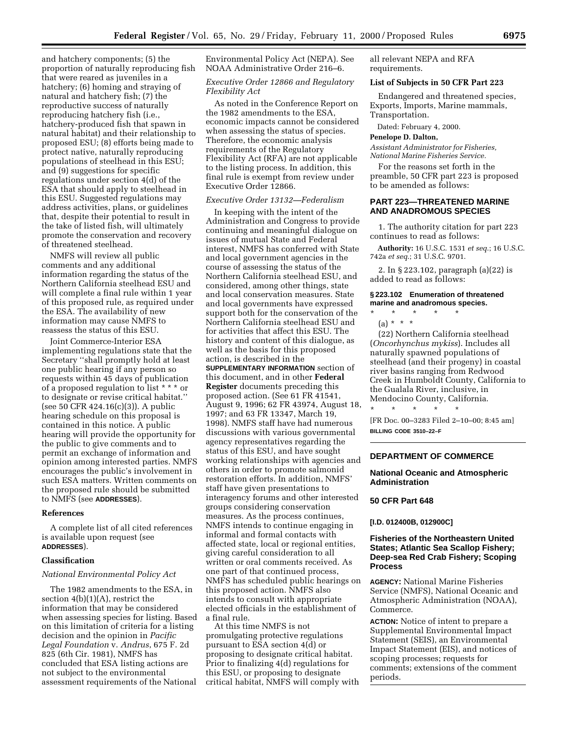and hatchery components; (5) the proportion of naturally reproducing fish that were reared as juveniles in a hatchery; (6) homing and straying of natural and hatchery fish; (7) the reproductive success of naturally reproducing hatchery fish (i.e., hatchery-produced fish that spawn in natural habitat) and their relationship to proposed ESU; (8) efforts being made to protect native, naturally reproducing populations of steelhead in this ESU; and (9) suggestions for specific regulations under section 4(d) of the ESA that should apply to steelhead in this ESU. Suggested regulations may address activities, plans, or guidelines that, despite their potential to result in the take of listed fish, will ultimately promote the conservation and recovery of threatened steelhead.

NMFS will review all public comments and any additional information regarding the status of the Northern California steelhead ESU and will complete a final rule within 1 year of this proposed rule, as required under the ESA. The availability of new information may cause NMFS to reassess the status of this ESU.

Joint Commerce-Interior ESA implementing regulations state that the Secretary ''shall promptly hold at least one public hearing if any person so requests within 45 days of publication of a proposed regulation to list * * * or to designate or revise critical habitat.'' (see 50 CFR 424.16(c)(3)). A public hearing schedule on this proposal is contained in this notice. A public hearing will provide the opportunity for the public to give comments and to permit an exchange of information and opinion among interested parties. NMFS encourages the public's involvement in such ESA matters. Written comments on the proposed rule should be submitted to NMFS (see **ADDRESSES**).

**References**

A complete list of all cited references is available upon request (see **ADDRESSES**).

**Classification**

*National Environmental Policy Act*

The 1982 amendments to the ESA, in section 4(b)(1)(A), restrict the information that may be considered when assessing species for listing. Based on this limitation of criteria for a listing decision and the opinion in *Pacific Legal Foundation* v. *Andrus*, 675 F. 2d 825 (6th Cir. 1981), NMFS has concluded that ESA listing actions are not subject to the environmental assessment requirements of the National Environmental Policy Act (NEPA). See NOAA Administrative Order 216–6.

*Executive Order 12866 and Regulatory Flexibility Act*

As noted in the Conference Report on the 1982 amendments to the ESA, economic impacts cannot be considered when assessing the status of species. Therefore, the economic analysis requirements of the Regulatory Flexibility Act (RFA) are not applicable to the listing process. In addition, this final rule is exempt from review under Executive Order 12866.

*Executive Order 13132—Federalism*

In keeping with the intent of the Administration and Congress to provide continuing and meaningful dialogue on issues of mutual State and Federal interest, NMFS has conferred with State and local government agencies in the course of assessing the status of the Northern California steelhead ESU, and considered, among other things, state and local conservation measures. State and local governments have expressed support both for the conservation of the Northern California steelhead ESU and for activities that affect this ESU. The history and content of this dialogue, as well as the basis for this proposed action, is described in the **SUPPLEMENTARY INFORMATION** section of this document, and in other **Federal Register** documents preceding this proposed action. (See 61 FR 41541, August 9, 1996; 62 FR 43974, August 18, 1997; and 63 FR 13347, March 19, 1998). NMFS staff have had numerous discussions with various governmental agency representatives regarding the status of this ESU, and have sought working relationships with agencies and others in order to promote salmonid restoration efforts. In addition, NMFS' staff have given presentations to interagency forums and other interested groups considering conservation measures. As the process continues, NMFS intends to continue engaging in informal and formal contacts with affected state, local or regional entities, giving careful consideration to all written or oral comments received. As one part of that continued process, NMFS has scheduled public hearings on this proposed action. NMFS also intends to consult with appropriate elected officials in the establishment of a final rule.

At this time NMFS is not promulgating protective regulations pursuant to ESA section 4(d) or proposing to designate critical habitat. Prior to finalizing 4(d) regulations for this ESU, or proposing to designate critical habitat, NMFS will comply with all relevant NEPA and RFA requirements.

**List of Subjects in 50 CFR Part 223**

Endangered and threatened species, Exports, Imports, Marine mammals, Transportation.

Dated: February 4, 2000.

**Penelope D. Dalton,**

*Assistant Administrator for Fisheries, National Marine Fisheries Service.*

For the reasons set forth in the preamble, 50 CFR part 223 is proposed to be amended as follows:

## PART 223—THREATENED MARINE AND ANADROMOUS SPECIES

1. The authority citation for part 223 continues to read as follows:

**Authority:** 16 U.S.C. 1531 *et seq.*; 16 U.S.C. 742a *et seq.*; 31 U.S.C. 9701.

2. In § 223.102, paragraph (a)(22) is added to read as follows:

**§ 223.102 Enumeration of threatened marine and anadromous species.**

\* \* \* \* \*

(a) * * *

(22) Northern California steelhead (*Oncorhynchus mykiss*). Includes all naturally spawned populations of steelhead (and their progeny) in coastal river basins ranging from Redwood Creek in Humboldt County, California to the Gualala River, inclusive, in Mendocino County, California.

\* \* \* \* \*

[FR Doc. 00–3283 Filed 2–10–00; 8:45 am]

**BILLING CODE 3510–22–F**

---

## DEPARTMENT OF COMMERCE

## National Oceanic and Atmospheric Administration

## 50 CFR Part 648

**[I.D. 012400B, 012900C]**

## Fisheries of the Northeastern United States; Atlantic Sea Scallop Fishery; Deep-sea Red Crab Fishery; Scoping Process

**AGENCY:** National Marine Fisheries Service (NMFS), National Oceanic and Atmospheric Administration (NOAA), Commerce.

**ACTION:** Notice of intent to prepare a Supplemental Environmental Impact Statement (SEIS), an Environmental Impact Statement (EIS), and notices of scoping processes; requests for comments; extensions of the comment periods.